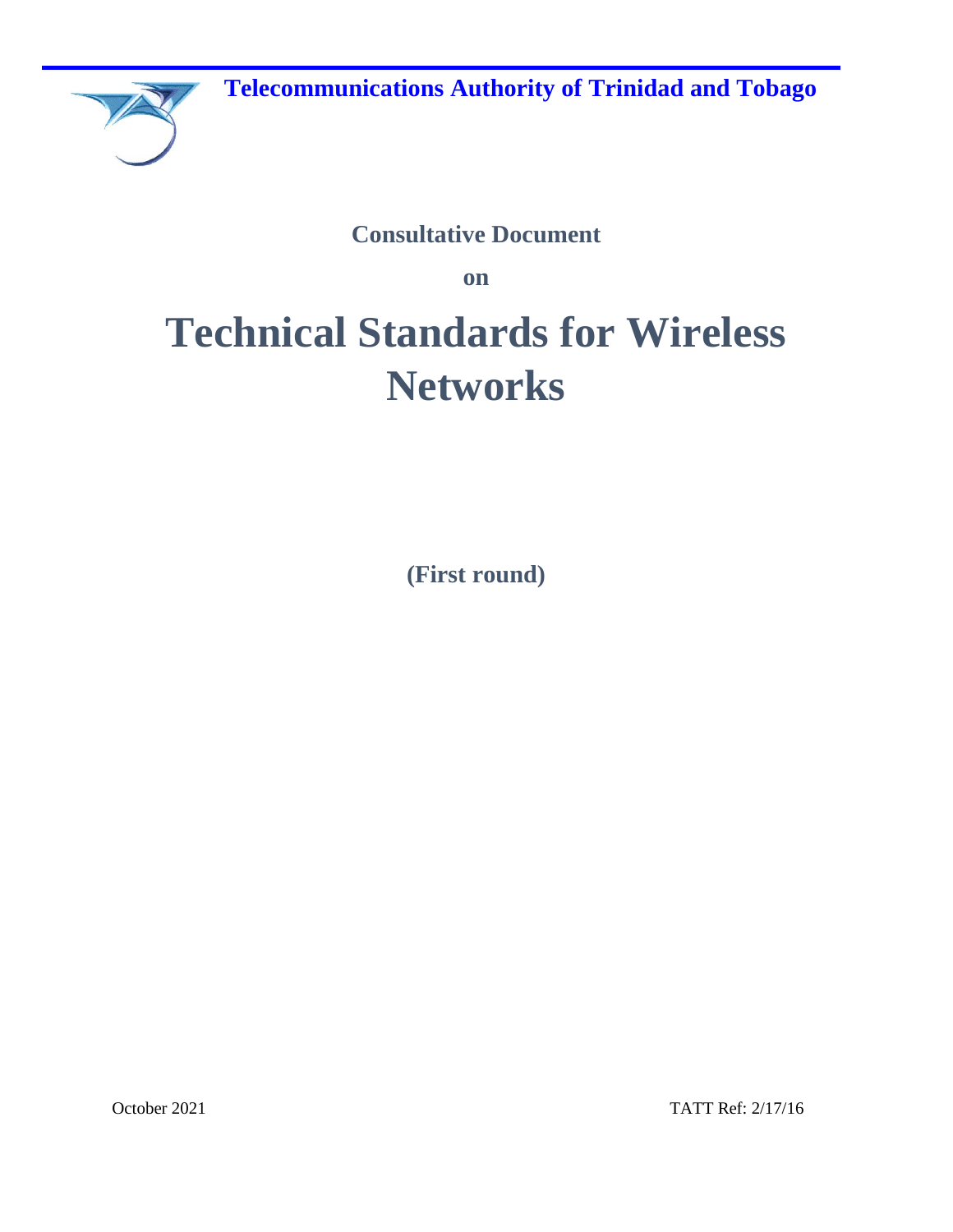**Telecommunications Authority of Trinidad and Tobago**

**Consultative Document**

**on**

# Technical Standards for Wireless Networks

**(First round)**

October 2021

TATT Ref: 2/17/16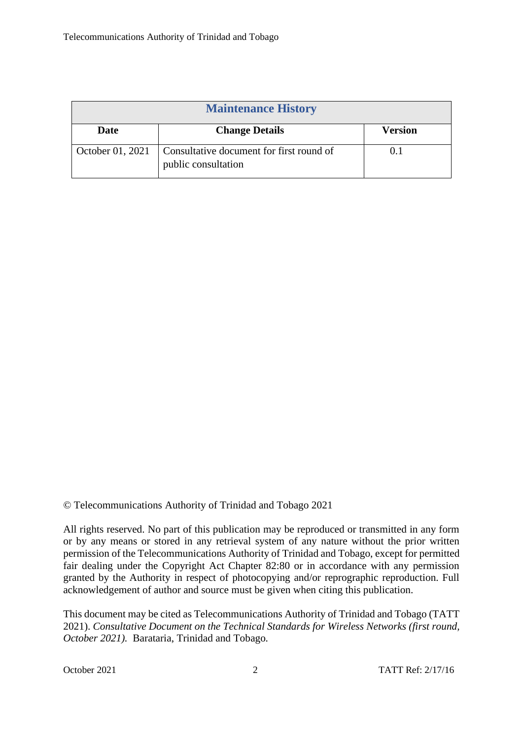| Maintenance History | | |
|---|---|---|
| **Date** | **Change Details** | **Version** |
| October 01, 2021 | Consultative document for first round of public consultation | 0.1 |

© Telecommunications Authority of Trinidad and Tobago 2021

All rights reserved. No part of this publication may be reproduced or transmitted in any form or by any means or stored in any retrieval system of any nature without the prior written permission of the Telecommunications Authority of Trinidad and Tobago, except for permitted fair dealing under the Copyright Act Chapter 82:80 or in accordance with any permission granted by the Authority in respect of photocopying and/or reprographic reproduction. Full acknowledgement of author and source must be given when citing this publication.

This document may be cited as Telecommunications Authority of Trinidad and Tobago (TATT 2021). *Consultative Document on the Technical Standards for Wireless Networks (first round, October 2021).* Barataria, Trinidad and Tobago.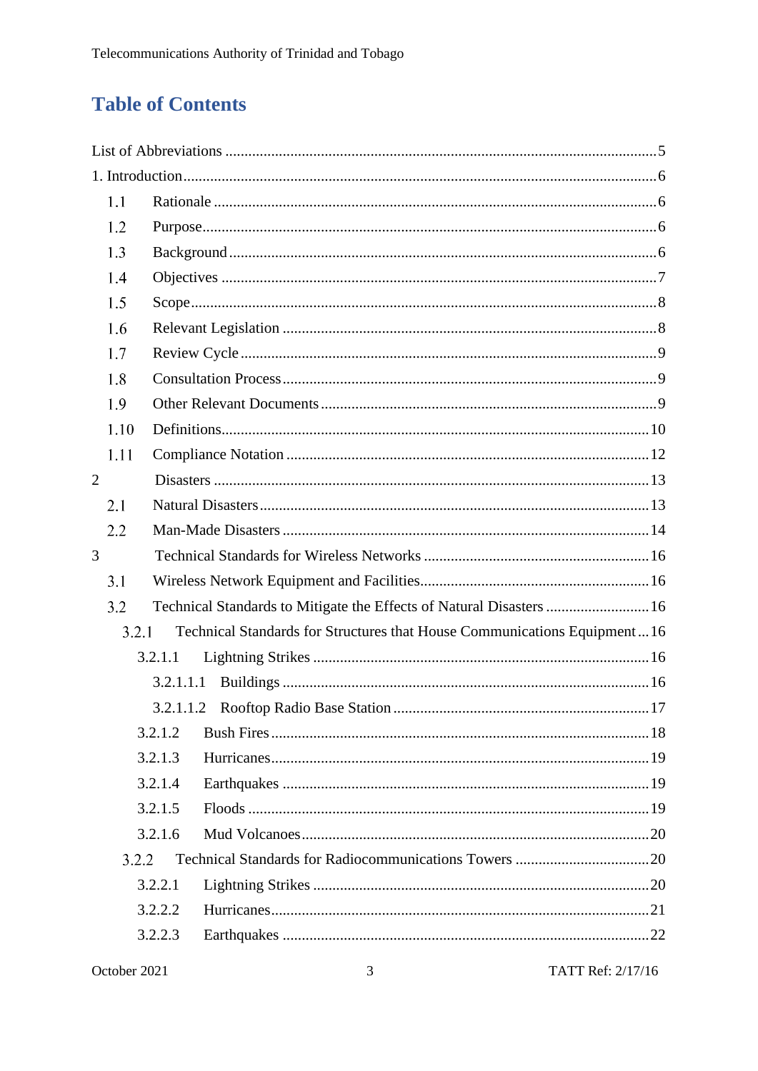# Table of Contents

List of Abbreviations ........ 5

1. Introduction ........ 6
   - 1.1 Rationale ........ 6
   - 1.2 Purpose ........ 6
   - 1.3 Background ........ 6
   - 1.4 Objectives ........ 7
   - 1.5 Scope ........ 8
   - 1.6 Relevant Legislation ........ 8
   - 1.7 Review Cycle ........ 9
   - 1.8 Consultation Process ........ 9
   - 1.9 Other Relevant Documents ........ 9
   - 1.10 Definitions ........ 10
   - 1.11 Compliance Notation ........ 12

2 Disasters ........ 13
   - 2.1 Natural Disasters ........ 13
   - 2.2 Man-Made Disasters ........ 14

3 Technical Standards for Wireless Networks ........ 16
   - 3.1 Wireless Network Equipment and Facilities ........ 16
   - 3.2 Technical Standards to Mitigate the Effects of Natural Disasters ........ 16
     - 3.2.1 Technical Standards for Structures that House Communications Equipment ........ 16
       - 3.2.1.1 Lightning Strikes ........ 16
         - 3.2.1.1.1 Buildings ........ 16
         - 3.2.1.1.2 Rooftop Radio Base Station ........ 17
       - 3.2.1.2 Bush Fires ........ 18
       - 3.2.1.3 Hurricanes ........ 19
       - 3.2.1.4 Earthquakes ........ 19
       - 3.2.1.5 Floods ........ 19
       - 3.2.1.6 Mud Volcanoes ........ 20
     - 3.2.2 Technical Standards for Radiocommunications Towers ........ 20
       - 3.2.2.1 Lightning Strikes ........ 20
       - 3.2.2.2 Hurricanes ........ 21
       - 3.2.2.3 Earthquakes ........ 22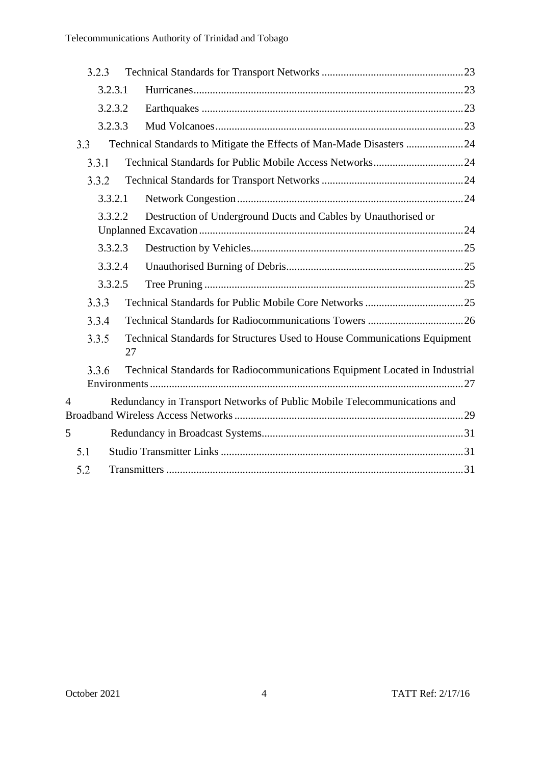3.2.3 Technical Standards for Transport Networks ....................................................23

3.2.3.1 Hurricanes....................................................................................................23

3.2.3.2 Earthquakes ..................................................................................................23

3.2.3.3 Mud Volcanoes.............................................................................................23

3.3 Technical Standards to Mitigate the Effects of Man-Made Disasters .....................24

3.3.1 Technical Standards for Public Mobile Access Networks.................................24

3.3.2 Technical Standards for Transport Networks ....................................................24

3.3.2.1 Network Congestion....................................................................................24

3.3.2.2 Destruction of Underground Ducts and Cables by Unauthorised or Unplanned Excavation..................................................................................................24

3.3.2.3 Destruction by Vehicles...............................................................................25

3.3.2.4 Unauthorised Burning of Debris..................................................................25

3.3.2.5 Tree Pruning ................................................................................................25

3.3.3 Technical Standards for Public Mobile Core Networks ....................................25

3.3.4 Technical Standards for Radiocommunications Towers ...................................26

3.3.5 Technical Standards for Structures Used to House Communications Equipment 27

3.3.6 Technical Standards for Radiocommunications Equipment Located in Industrial Environments..................................................................................................27

4 Redundancy in Transport Networks of Public Mobile Telecommunications and Broadband Wireless Access Networks....................................................................29

5 Redundancy in Broadcast Systems..........................................................................31

5.1 Studio Transmitter Links .........................................................................................31

5.2 Transmitters .............................................................................................................31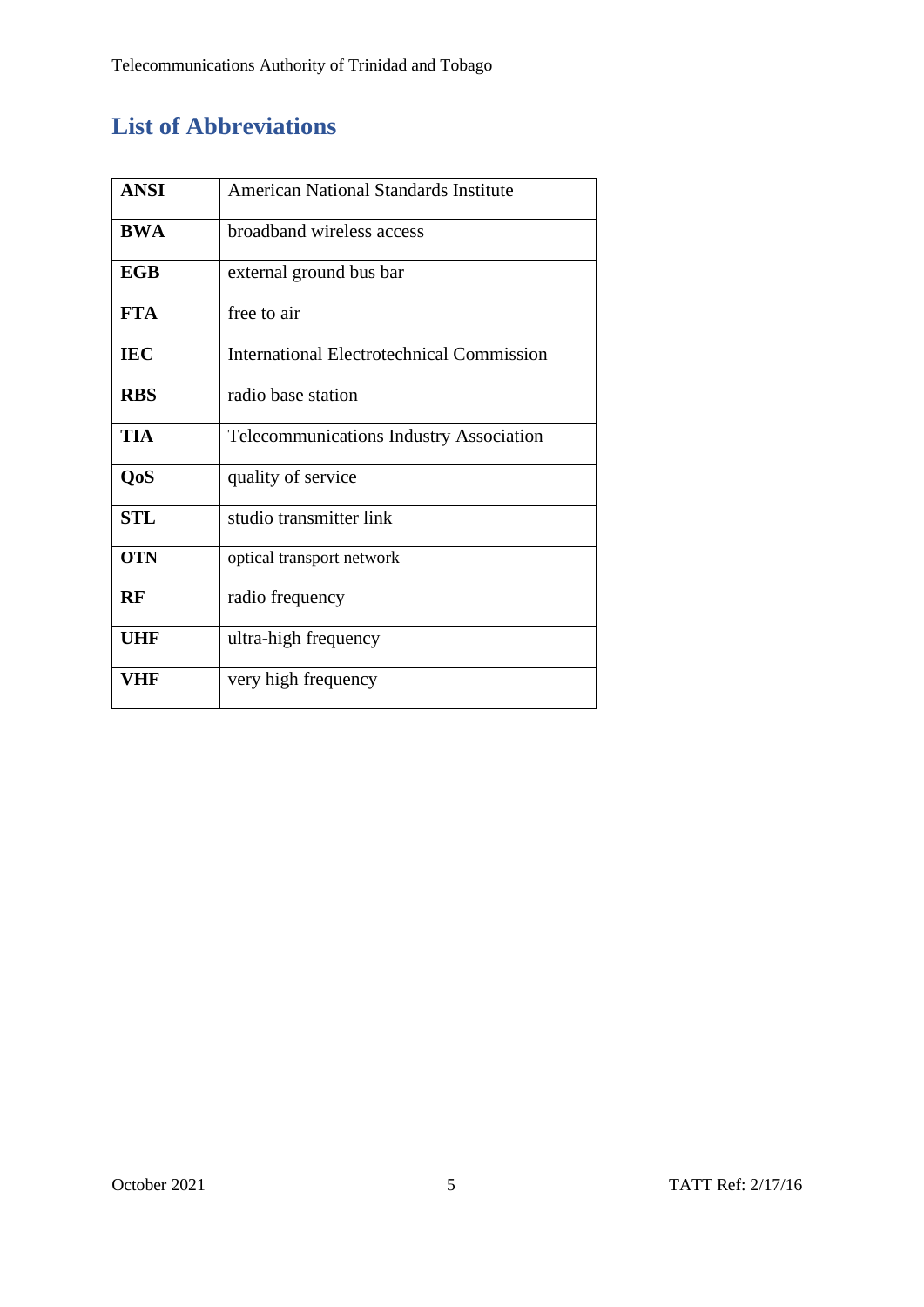## List of Abbreviations

| | |
|---|---|
| **ANSI** | American National Standards Institute |
| **BWA** | broadband wireless access |
| **EGB** | external ground bus bar |
| **FTA** | free to air |
| **IEC** | International Electrotechnical Commission |
| **RBS** | radio base station |
| **TIA** | Telecommunications Industry Association |
| **QoS** | quality of service |
| **STL** | studio transmitter link |
| **OTN** | optical transport network |
| **RF** | radio frequency |
| **UHF** | ultra-high frequency |
| **VHF** | very high frequency |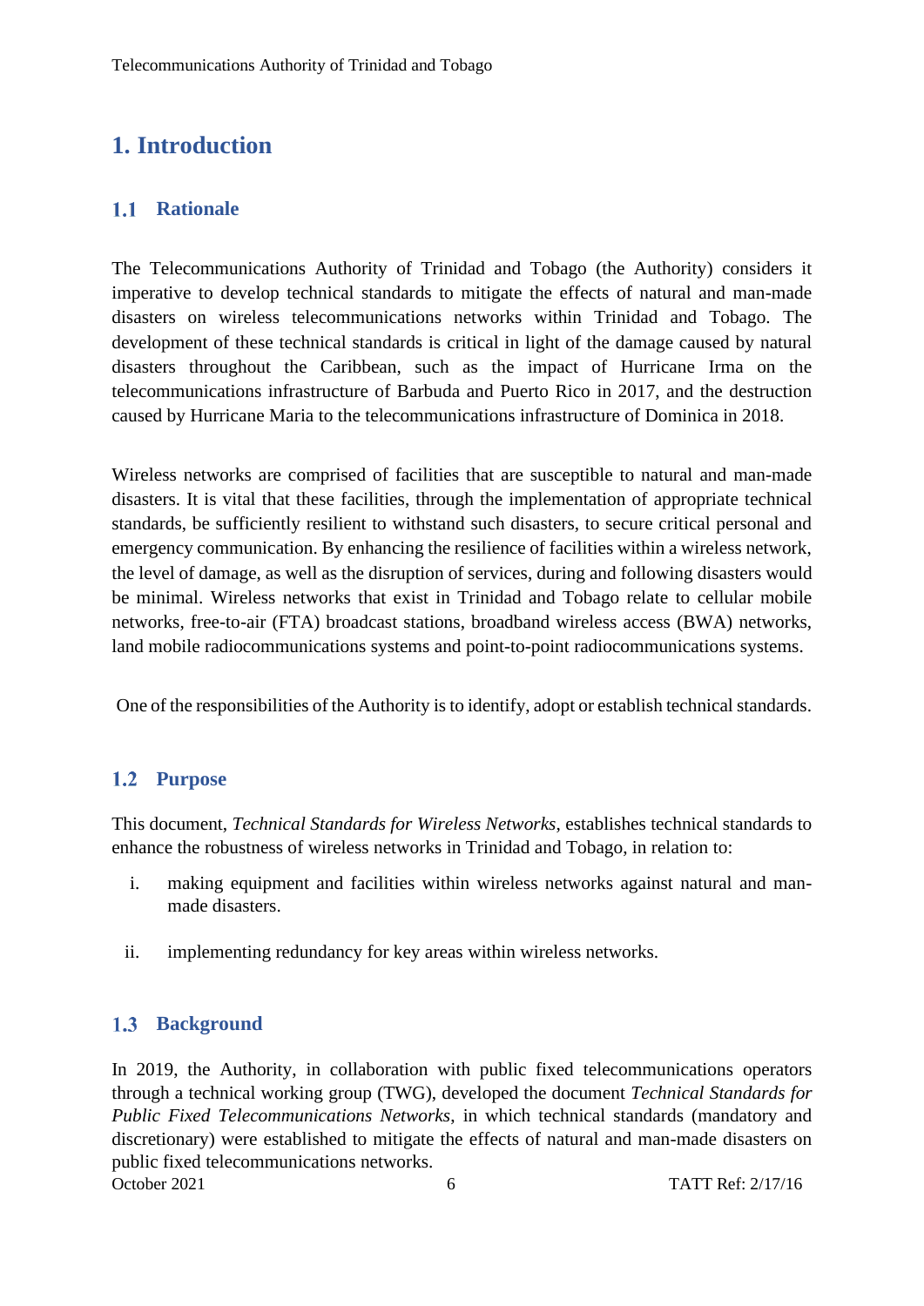# 1. Introduction

## 1.1 Rationale

The Telecommunications Authority of Trinidad and Tobago (the Authority) considers it imperative to develop technical standards to mitigate the effects of natural and man-made disasters on wireless telecommunications networks within Trinidad and Tobago. The development of these technical standards is critical in light of the damage caused by natural disasters throughout the Caribbean, such as the impact of Hurricane Irma on the telecommunications infrastructure of Barbuda and Puerto Rico in 2017, and the destruction caused by Hurricane Maria to the telecommunications infrastructure of Dominica in 2018.

Wireless networks are comprised of facilities that are susceptible to natural and man-made disasters. It is vital that these facilities, through the implementation of appropriate technical standards, be sufficiently resilient to withstand such disasters, to secure critical personal and emergency communication. By enhancing the resilience of facilities within a wireless network, the level of damage, as well as the disruption of services, during and following disasters would be minimal. Wireless networks that exist in Trinidad and Tobago relate to cellular mobile networks, free-to-air (FTA) broadcast stations, broadband wireless access (BWA) networks, land mobile radiocommunications systems and point-to-point radiocommunications systems.

One of the responsibilities of the Authority is to identify, adopt or establish technical standards.

## 1.2 Purpose

This document, *Technical Standards for Wireless Networks*, establishes technical standards to enhance the robustness of wireless networks in Trinidad and Tobago, in relation to:

i. making equipment and facilities within wireless networks against natural and man-made disasters.

ii. implementing redundancy for key areas within wireless networks.

## 1.3 Background

In 2019, the Authority, in collaboration with public fixed telecommunications operators through a technical working group (TWG), developed the document *Technical Standards for Public Fixed Telecommunications Networks*, in which technical standards (mandatory and discretionary) were established to mitigate the effects of natural and man-made disasters on public fixed telecommunications networks.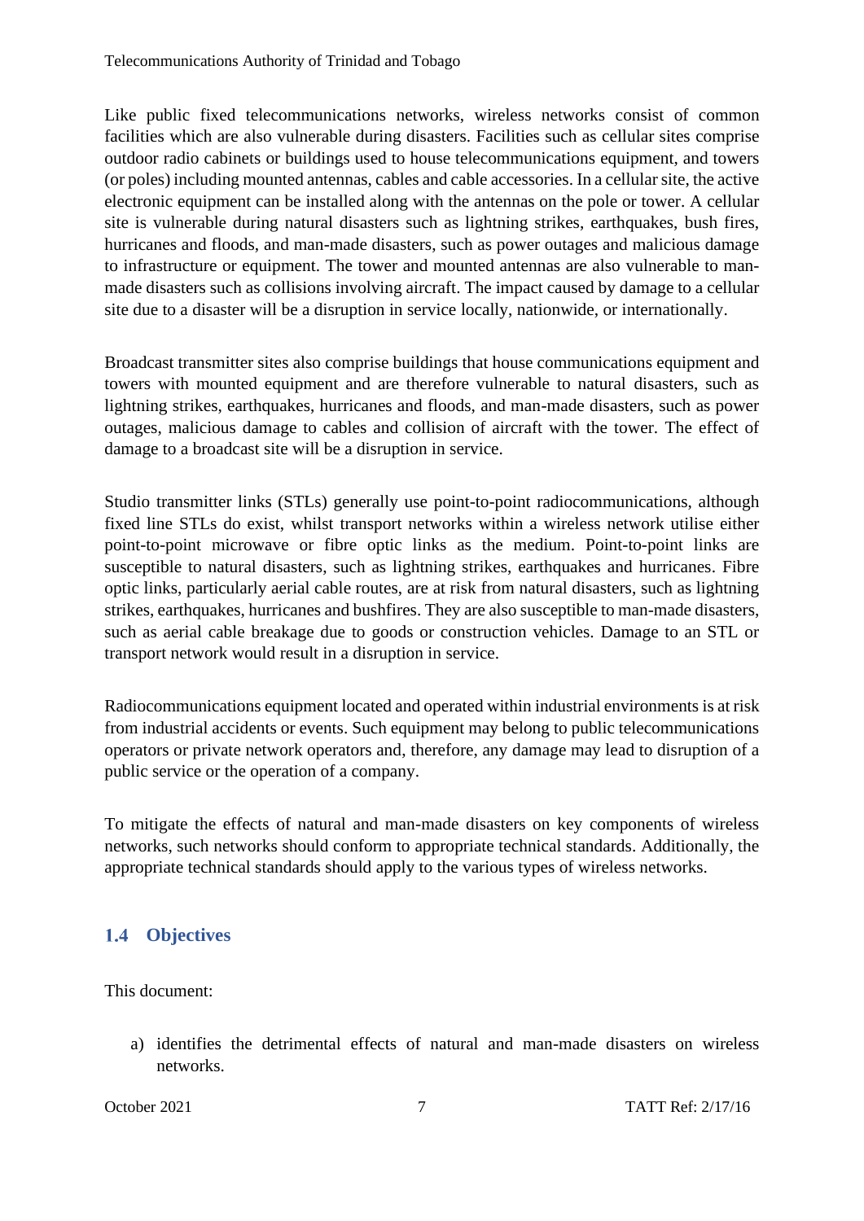Like public fixed telecommunications networks, wireless networks consist of common facilities which are also vulnerable during disasters. Facilities such as cellular sites comprise outdoor radio cabinets or buildings used to house telecommunications equipment, and towers (or poles) including mounted antennas, cables and cable accessories. In a cellular site, the active electronic equipment can be installed along with the antennas on the pole or tower. A cellular site is vulnerable during natural disasters such as lightning strikes, earthquakes, bush fires, hurricanes and floods, and man-made disasters, such as power outages and malicious damage to infrastructure or equipment. The tower and mounted antennas are also vulnerable to man-made disasters such as collisions involving aircraft. The impact caused by damage to a cellular site due to a disaster will be a disruption in service locally, nationwide, or internationally.

Broadcast transmitter sites also comprise buildings that house communications equipment and towers with mounted equipment and are therefore vulnerable to natural disasters, such as lightning strikes, earthquakes, hurricanes and floods, and man-made disasters, such as power outages, malicious damage to cables and collision of aircraft with the tower. The effect of damage to a broadcast site will be a disruption in service.

Studio transmitter links (STLs) generally use point-to-point radiocommunications, although fixed line STLs do exist, whilst transport networks within a wireless network utilise either point-to-point microwave or fibre optic links as the medium. Point-to-point links are susceptible to natural disasters, such as lightning strikes, earthquakes and hurricanes. Fibre optic links, particularly aerial cable routes, are at risk from natural disasters, such as lightning strikes, earthquakes, hurricanes and bushfires. They are also susceptible to man-made disasters, such as aerial cable breakage due to goods or construction vehicles. Damage to an STL or transport network would result in a disruption in service.

Radiocommunications equipment located and operated within industrial environments is at risk from industrial accidents or events. Such equipment may belong to public telecommunications operators or private network operators and, therefore, any damage may lead to disruption of a public service or the operation of a company.

To mitigate the effects of natural and man-made disasters on key components of wireless networks, such networks should conform to appropriate technical standards. Additionally, the appropriate technical standards should apply to the various types of wireless networks.

## 1.4 Objectives

This document:

a) identifies the detrimental effects of natural and man-made disasters on wireless networks.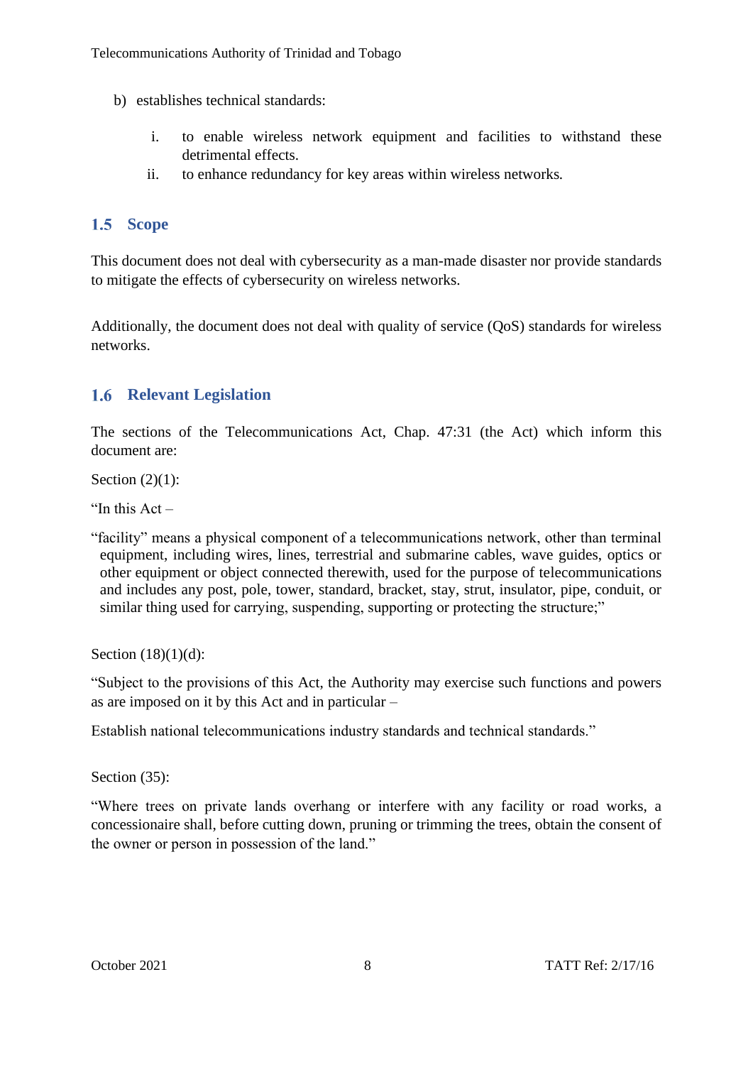b) establishes technical standards:

   i. to enable wireless network equipment and facilities to withstand these detrimental effects.
   ii. to enhance redundancy for key areas within wireless networks.

## 1.5 Scope

This document does not deal with cybersecurity as a man-made disaster nor provide standards to mitigate the effects of cybersecurity on wireless networks.

Additionally, the document does not deal with quality of service (QoS) standards for wireless networks.

## 1.6 Relevant Legislation

The sections of the Telecommunications Act, Chap. 47:31 (the Act) which inform this document are:

Section (2)(1):

"In this Act –

"facility" means a physical component of a telecommunications network, other than terminal equipment, including wires, lines, terrestrial and submarine cables, wave guides, optics or other equipment or object connected therewith, used for the purpose of telecommunications and includes any post, pole, tower, standard, bracket, stay, strut, insulator, pipe, conduit, or similar thing used for carrying, suspending, supporting or protecting the structure;"

Section (18)(1)(d):

"Subject to the provisions of this Act, the Authority may exercise such functions and powers as are imposed on it by this Act and in particular –

Establish national telecommunications industry standards and technical standards."

Section (35):

"Where trees on private lands overhang or interfere with any facility or road works, a concessionaire shall, before cutting down, pruning or trimming the trees, obtain the consent of the owner or person in possession of the land."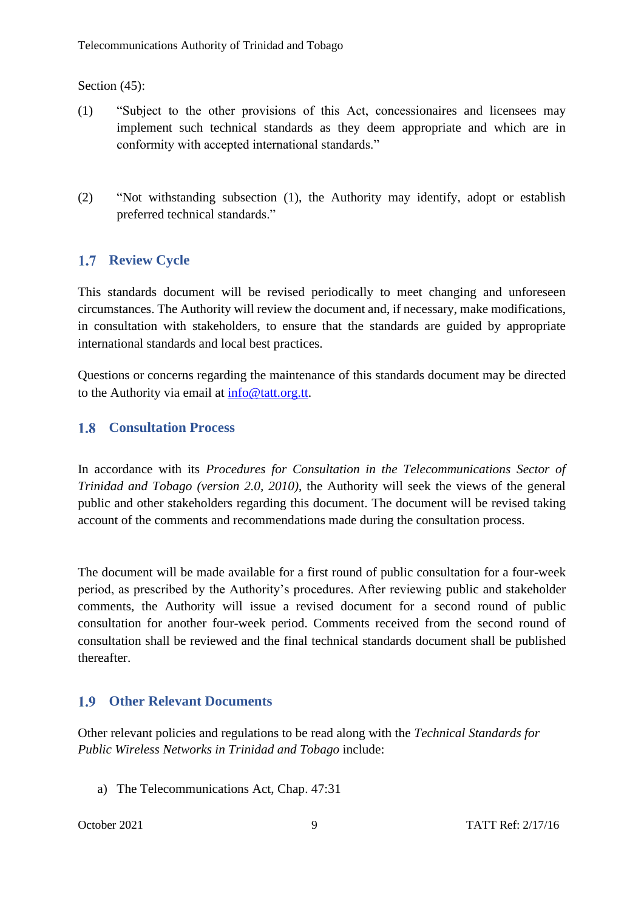Section (45):

(1) "Subject to the other provisions of this Act, concessionaires and licensees may implement such technical standards as they deem appropriate and which are in conformity with accepted international standards."

(2) "Not withstanding subsection (1), the Authority may identify, adopt or establish preferred technical standards."

## 1.7 Review Cycle

This standards document will be revised periodically to meet changing and unforeseen circumstances. The Authority will review the document and, if necessary, make modifications, in consultation with stakeholders, to ensure that the standards are guided by appropriate international standards and local best practices.

Questions or concerns regarding the maintenance of this standards document may be directed to the Authority via email at info@tatt.org.tt.

## 1.8 Consultation Process

In accordance with its *Procedures for Consultation in the Telecommunications Sector of Trinidad and Tobago (version 2.0, 2010)*, the Authority will seek the views of the general public and other stakeholders regarding this document. The document will be revised taking account of the comments and recommendations made during the consultation process.

The document will be made available for a first round of public consultation for a four-week period, as prescribed by the Authority's procedures. After reviewing public and stakeholder comments, the Authority will issue a revised document for a second round of public consultation for another four-week period. Comments received from the second round of consultation shall be reviewed and the final technical standards document shall be published thereafter.

## 1.9 Other Relevant Documents

Other relevant policies and regulations to be read along with the *Technical Standards for Public Wireless Networks in Trinidad and Tobago* include:

a) The Telecommunications Act, Chap. 47:31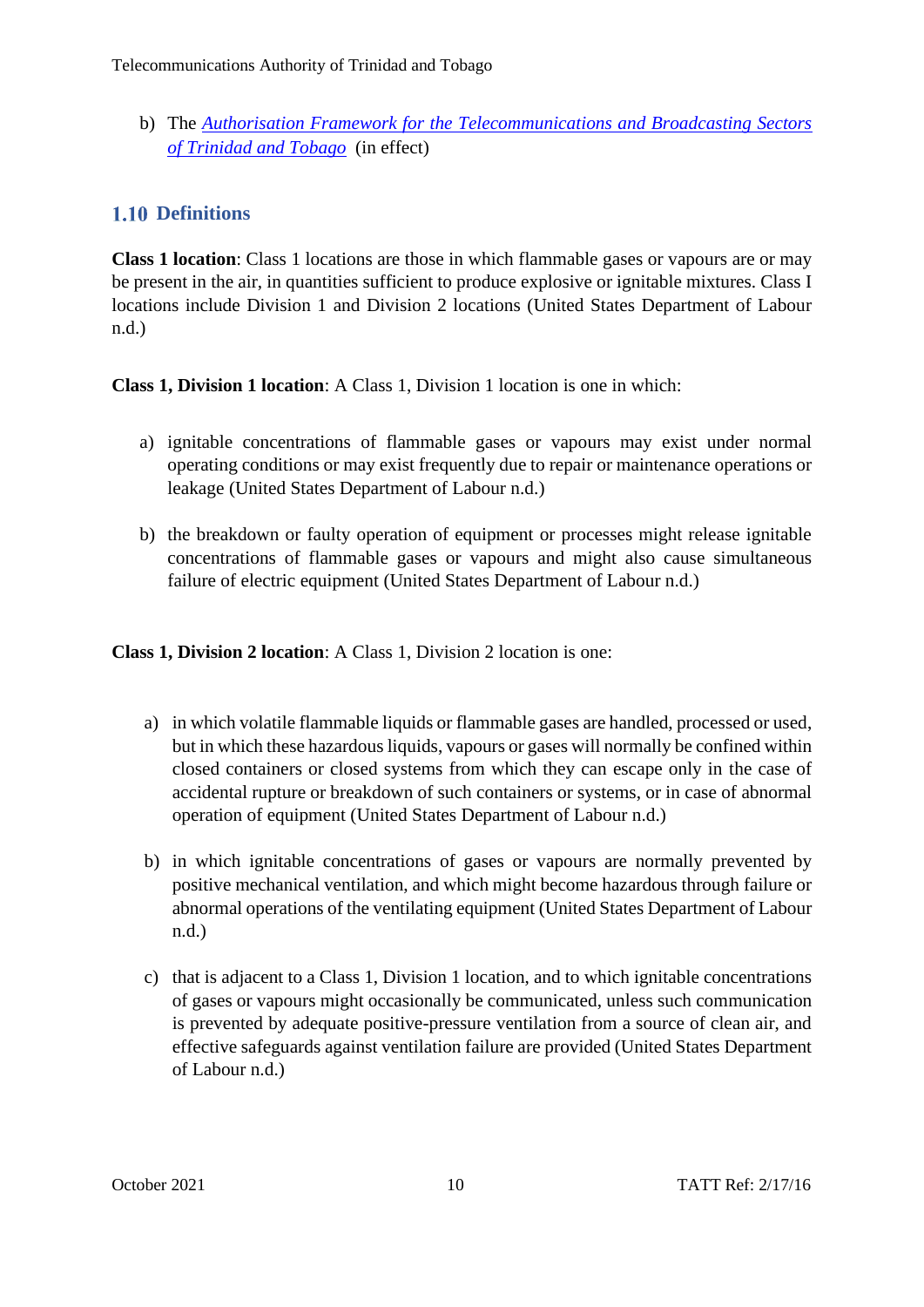b) The *[Authorisation Framework for the Telecommunications and Broadcasting Sectors of Trinidad and Tobago](#)* (in effect)

## 1.10 Definitions

**Class 1 location**: Class 1 locations are those in which flammable gases or vapours are or may be present in the air, in quantities sufficient to produce explosive or ignitable mixtures. Class I locations include Division 1 and Division 2 locations (United States Department of Labour n.d.)

**Class 1, Division 1 location**: A Class 1, Division 1 location is one in which:

a) ignitable concentrations of flammable gases or vapours may exist under normal operating conditions or may exist frequently due to repair or maintenance operations or leakage (United States Department of Labour n.d.)

b) the breakdown or faulty operation of equipment or processes might release ignitable concentrations of flammable gases or vapours and might also cause simultaneous failure of electric equipment (United States Department of Labour n.d.)

**Class 1, Division 2 location**: A Class 1, Division 2 location is one:

a) in which volatile flammable liquids or flammable gases are handled, processed or used, but in which these hazardous liquids, vapours or gases will normally be confined within closed containers or closed systems from which they can escape only in the case of accidental rupture or breakdown of such containers or systems, or in case of abnormal operation of equipment (United States Department of Labour n.d.)

b) in which ignitable concentrations of gases or vapours are normally prevented by positive mechanical ventilation, and which might become hazardous through failure or abnormal operations of the ventilating equipment (United States Department of Labour n.d.)

c) that is adjacent to a Class 1, Division 1 location, and to which ignitable concentrations of gases or vapours might occasionally be communicated, unless such communication is prevented by adequate positive-pressure ventilation from a source of clean air, and effective safeguards against ventilation failure are provided (United States Department of Labour n.d.)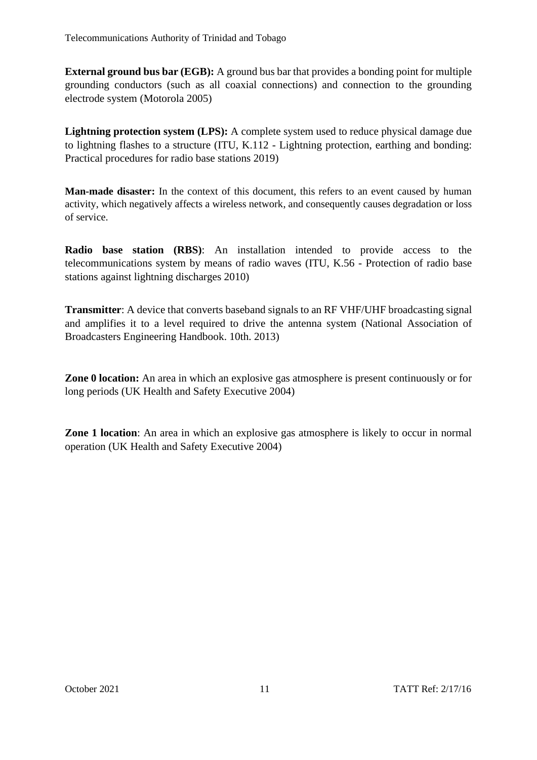**External ground bus bar (EGB):** A ground bus bar that provides a bonding point for multiple grounding conductors (such as all coaxial connections) and connection to the grounding electrode system (Motorola 2005)

**Lightning protection system (LPS):** A complete system used to reduce physical damage due to lightning flashes to a structure (ITU, K.112 - Lightning protection, earthing and bonding: Practical procedures for radio base stations 2019)

**Man-made disaster:** In the context of this document, this refers to an event caused by human activity, which negatively affects a wireless network, and consequently causes degradation or loss of service.

**Radio base station (RBS)**: An installation intended to provide access to the telecommunications system by means of radio waves (ITU, K.56 - Protection of radio base stations against lightning discharges 2010)

**Transmitter**: A device that converts baseband signals to an RF VHF/UHF broadcasting signal and amplifies it to a level required to drive the antenna system (National Association of Broadcasters Engineering Handbook. 10th. 2013)

**Zone 0 location:** An area in which an explosive gas atmosphere is present continuously or for long periods (UK Health and Safety Executive 2004)

**Zone 1 location**: An area in which an explosive gas atmosphere is likely to occur in normal operation (UK Health and Safety Executive 2004)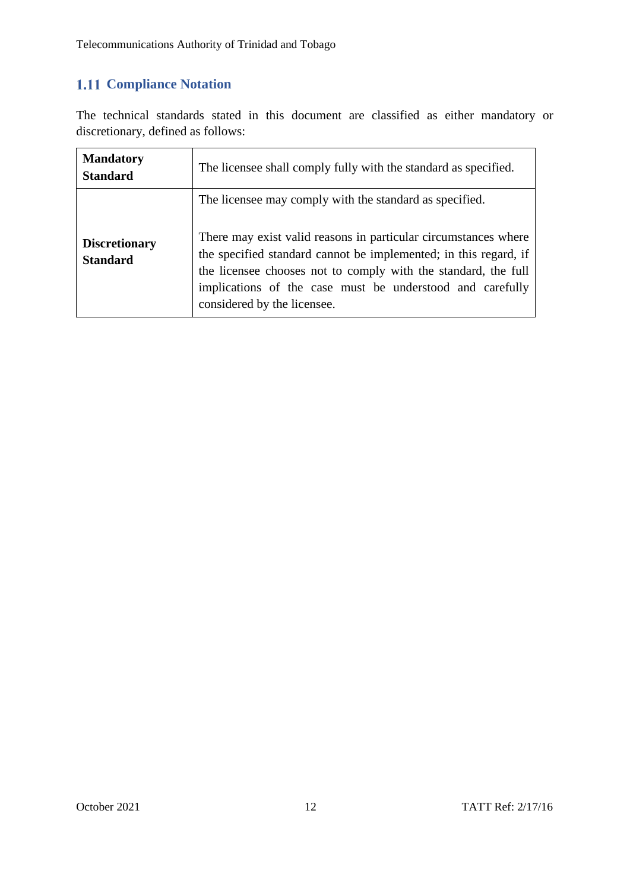## 1.11 Compliance Notation

The technical standards stated in this document are classified as either mandatory or discretionary, defined as follows:

| | |
|---|---|
| **Mandatory Standard** | The licensee shall comply fully with the standard as specified. |
| **Discretionary Standard** | The licensee may comply with the standard as specified.<br><br>There may exist valid reasons in particular circumstances where the specified standard cannot be implemented; in this regard, if the licensee chooses not to comply with the standard, the full implications of the case must be understood and carefully considered by the licensee. |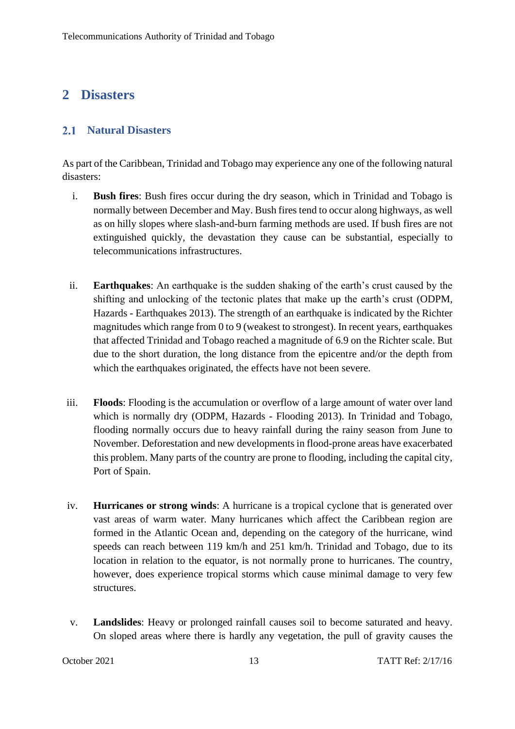# 2 Disasters

## 2.1 Natural Disasters

As part of the Caribbean, Trinidad and Tobago may experience any one of the following natural disasters:

i. **Bush fires**: Bush fires occur during the dry season, which in Trinidad and Tobago is normally between December and May. Bush fires tend to occur along highways, as well as on hilly slopes where slash-and-burn farming methods are used. If bush fires are not extinguished quickly, the devastation they cause can be substantial, especially to telecommunications infrastructures.

ii. **Earthquakes**: An earthquake is the sudden shaking of the earth's crust caused by the shifting and unlocking of the tectonic plates that make up the earth's crust (ODPM, Hazards - Earthquakes 2013). The strength of an earthquake is indicated by the Richter magnitudes which range from 0 to 9 (weakest to strongest). In recent years, earthquakes that affected Trinidad and Tobago reached a magnitude of 6.9 on the Richter scale. But due to the short duration, the long distance from the epicentre and/or the depth from which the earthquakes originated, the effects have not been severe.

iii. **Floods**: Flooding is the accumulation or overflow of a large amount of water over land which is normally dry (ODPM, Hazards - Flooding 2013). In Trinidad and Tobago, flooding normally occurs due to heavy rainfall during the rainy season from June to November. Deforestation and new developments in flood-prone areas have exacerbated this problem. Many parts of the country are prone to flooding, including the capital city, Port of Spain.

iv. **Hurricanes or strong winds**: A hurricane is a tropical cyclone that is generated over vast areas of warm water. Many hurricanes which affect the Caribbean region are formed in the Atlantic Ocean and, depending on the category of the hurricane, wind speeds can reach between 119 km/h and 251 km/h. Trinidad and Tobago, due to its location in relation to the equator, is not normally prone to hurricanes. The country, however, does experience tropical storms which cause minimal damage to very few structures.

v. **Landslides**: Heavy or prolonged rainfall causes soil to become saturated and heavy. On sloped areas where there is hardly any vegetation, the pull of gravity causes the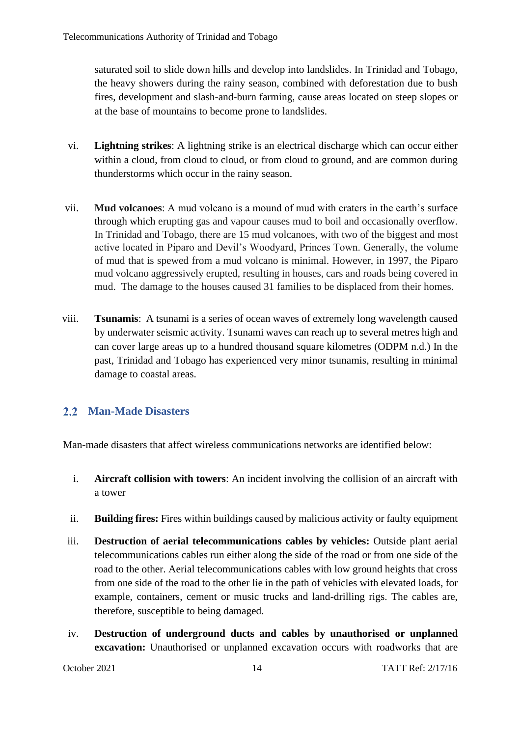saturated soil to slide down hills and develop into landslides. In Trinidad and Tobago, the heavy showers during the rainy season, combined with deforestation due to bush fires, development and slash-and-burn farming, cause areas located on steep slopes or at the base of mountains to become prone to landslides.

vi. **Lightning strikes**: A lightning strike is an electrical discharge which can occur either within a cloud, from cloud to cloud, or from cloud to ground, and are common during thunderstorms which occur in the rainy season.

vii. **Mud volcanoes**: A mud volcano is a mound of mud with craters in the earth's surface through which erupting gas and vapour causes mud to boil and occasionally overflow. In Trinidad and Tobago, there are 15 mud volcanoes, with two of the biggest and most active located in Piparo and Devil's Woodyard, Princes Town. Generally, the volume of mud that is spewed from a mud volcano is minimal. However, in 1997, the Piparo mud volcano aggressively erupted, resulting in houses, cars and roads being covered in mud. The damage to the houses caused 31 families to be displaced from their homes.

viii. **Tsunamis**: A tsunami is a series of ocean waves of extremely long wavelength caused by underwater seismic activity. Tsunami waves can reach up to several metres high and can cover large areas up to a hundred thousand square kilometres (ODPM n.d.) In the past, Trinidad and Tobago has experienced very minor tsunamis, resulting in minimal damage to coastal areas.

## 2.2 Man-Made Disasters

Man-made disasters that affect wireless communications networks are identified below:

i. **Aircraft collision with towers**: An incident involving the collision of an aircraft with a tower

ii. **Building fires:** Fires within buildings caused by malicious activity or faulty equipment

iii. **Destruction of aerial telecommunications cables by vehicles:** Outside plant aerial telecommunications cables run either along the side of the road or from one side of the road to the other. Aerial telecommunications cables with low ground heights that cross from one side of the road to the other lie in the path of vehicles with elevated loads, for example, containers, cement or music trucks and land-drilling rigs. The cables are, therefore, susceptible to being damaged.

iv. **Destruction of underground ducts and cables by unauthorised or unplanned excavation:** Unauthorised or unplanned excavation occurs with roadworks that are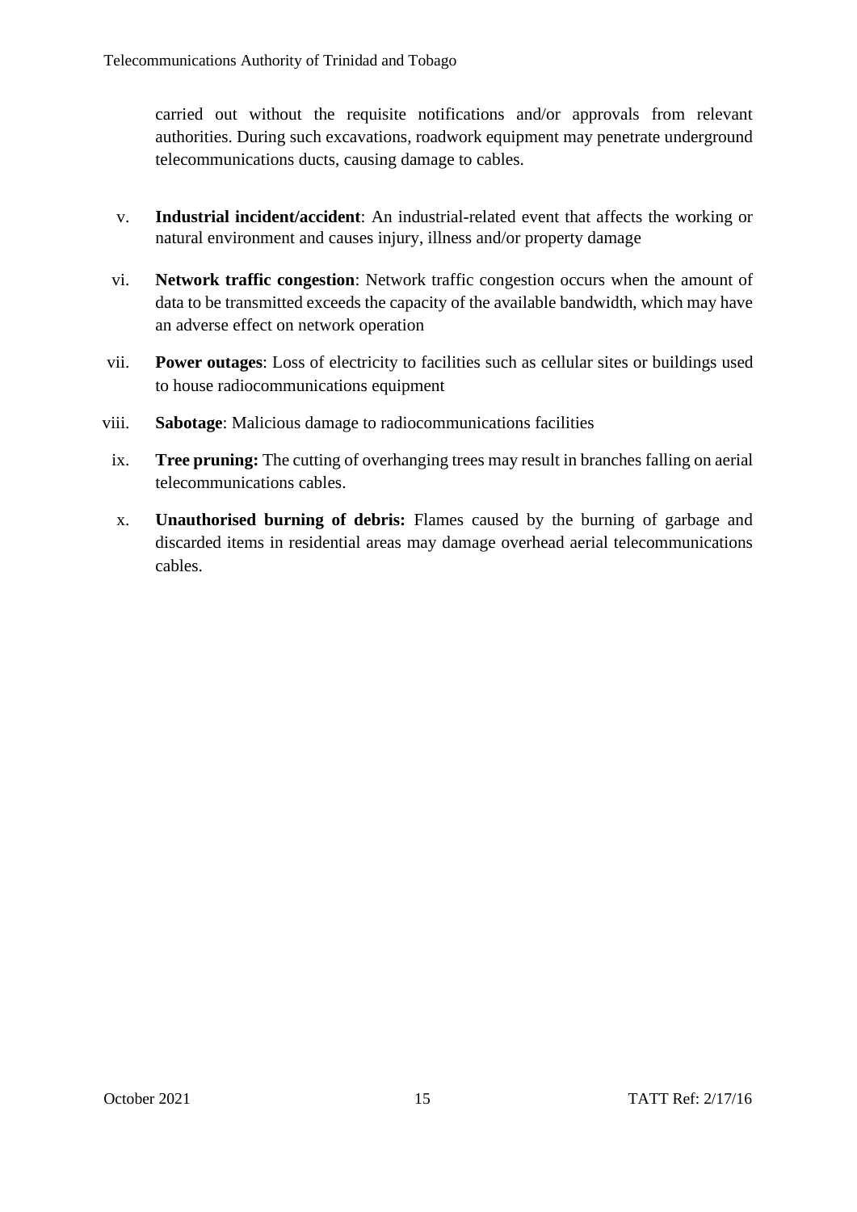carried out without the requisite notifications and/or approvals from relevant authorities. During such excavations, roadwork equipment may penetrate underground telecommunications ducts, causing damage to cables.

v. **Industrial incident/accident**: An industrial-related event that affects the working or natural environment and causes injury, illness and/or property damage

vi. **Network traffic congestion**: Network traffic congestion occurs when the amount of data to be transmitted exceeds the capacity of the available bandwidth, which may have an adverse effect on network operation

vii. **Power outages**: Loss of electricity to facilities such as cellular sites or buildings used to house radiocommunications equipment

viii. **Sabotage**: Malicious damage to radiocommunications facilities

ix. **Tree pruning:** The cutting of overhanging trees may result in branches falling on aerial telecommunications cables.

x. **Unauthorised burning of debris:** Flames caused by the burning of garbage and discarded items in residential areas may damage overhead aerial telecommunications cables.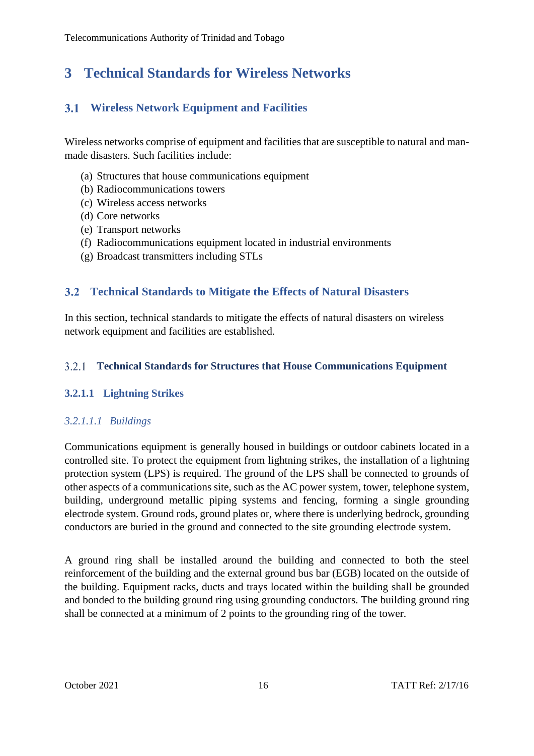# 3 Technical Standards for Wireless Networks

## 3.1 Wireless Network Equipment and Facilities

Wireless networks comprise of equipment and facilities that are susceptible to natural and man-made disasters. Such facilities include:

(a) Structures that house communications equipment
(b) Radiocommunications towers
(c) Wireless access networks
(d) Core networks
(e) Transport networks
(f) Radiocommunications equipment located in industrial environments
(g) Broadcast transmitters including STLs

## 3.2 Technical Standards to Mitigate the Effects of Natural Disasters

In this section, technical standards to mitigate the effects of natural disasters on wireless network equipment and facilities are established.

### 3.2.1 Technical Standards for Structures that House Communications Equipment

#### 3.2.1.1 Lightning Strikes

##### *3.2.1.1.1 Buildings*

Communications equipment is generally housed in buildings or outdoor cabinets located in a controlled site. To protect the equipment from lightning strikes, the installation of a lightning protection system (LPS) is required. The ground of the LPS shall be connected to grounds of other aspects of a communications site, such as the AC power system, tower, telephone system, building, underground metallic piping systems and fencing, forming a single grounding electrode system. Ground rods, ground plates or, where there is underlying bedrock, grounding conductors are buried in the ground and connected to the site grounding electrode system.

A ground ring shall be installed around the building and connected to both the steel reinforcement of the building and the external ground bus bar (EGB) located on the outside of the building. Equipment racks, ducts and trays located within the building shall be grounded and bonded to the building ground ring using grounding conductors. The building ground ring shall be connected at a minimum of 2 points to the grounding ring of the tower.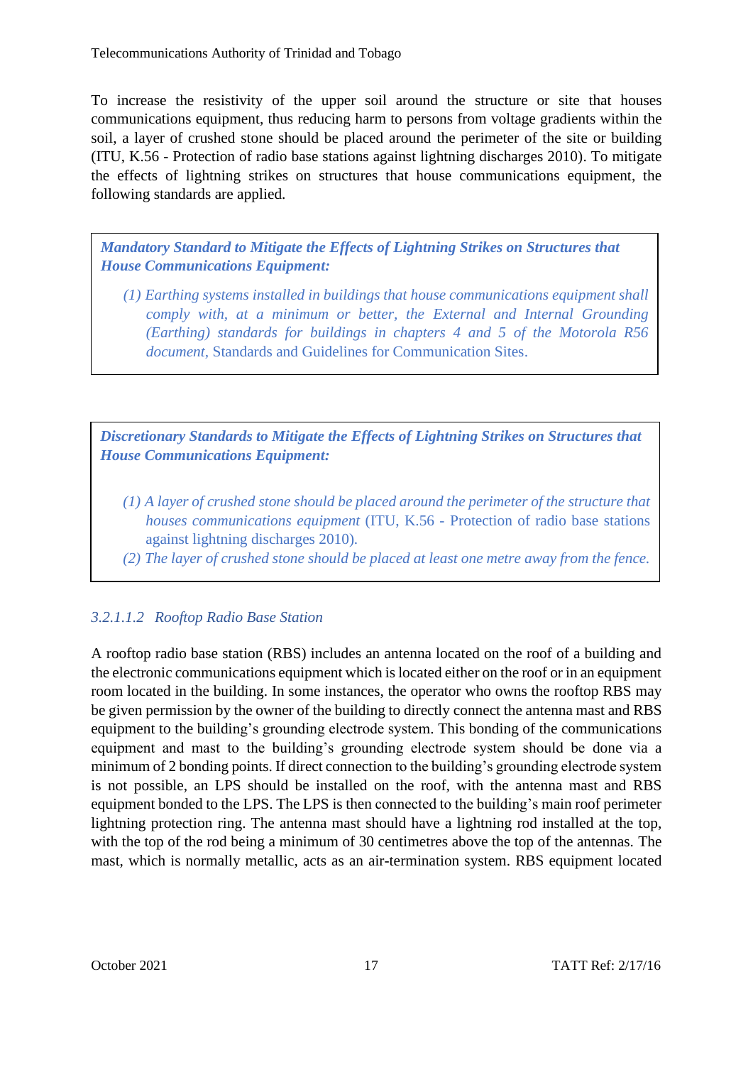To increase the resistivity of the upper soil around the structure or site that houses communications equipment, thus reducing harm to persons from voltage gradients within the soil, a layer of crushed stone should be placed around the perimeter of the site or building (ITU, K.56 - Protection of radio base stations against lightning discharges 2010). To mitigate the effects of lightning strikes on structures that house communications equipment, the following standards are applied.

> ***Mandatory Standard to Mitigate the Effects of Lightning Strikes on Structures that House Communications Equipment:***
>
> (1) *Earthing systems installed in buildings that house communications equipment shall comply with, at a minimum or better, the External and Internal Grounding (Earthing) standards for buildings in chapters 4 and 5 of the Motorola R56 document,* Standards and Guidelines for Communication Sites.

> ***Discretionary Standards to Mitigate the Effects of Lightning Strikes on Structures that House Communications Equipment:***
>
> (1) *A layer of crushed stone should be placed around the perimeter of the structure that houses communications equipment* (ITU, K.56 - Protection of radio base stations against lightning discharges 2010).
>
> (2) *The layer of crushed stone should be placed at least one metre away from the fence.*

#### *3.2.1.1.2 Rooftop Radio Base Station*

A rooftop radio base station (RBS) includes an antenna located on the roof of a building and the electronic communications equipment which is located either on the roof or in an equipment room located in the building. In some instances, the operator who owns the rooftop RBS may be given permission by the owner of the building to directly connect the antenna mast and RBS equipment to the building's grounding electrode system. This bonding of the communications equipment and mast to the building's grounding electrode system should be done via a minimum of 2 bonding points. If direct connection to the building's grounding electrode system is not possible, an LPS should be installed on the roof, with the antenna mast and RBS equipment bonded to the LPS. The LPS is then connected to the building's main roof perimeter lightning protection ring. The antenna mast should have a lightning rod installed at the top, with the top of the rod being a minimum of 30 centimetres above the top of the antennas. The mast, which is normally metallic, acts as an air-termination system. RBS equipment located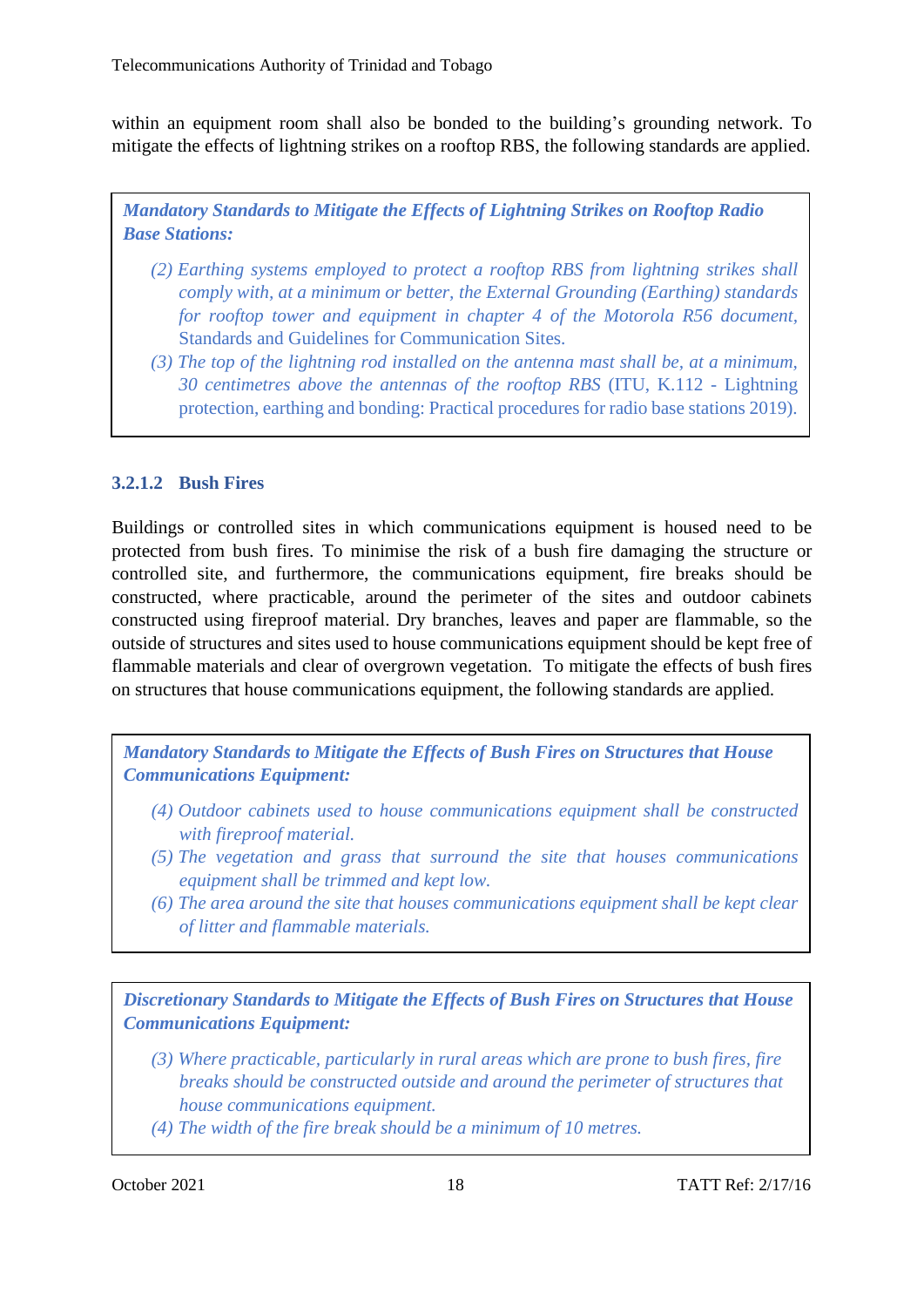within an equipment room shall also be bonded to the building's grounding network. To mitigate the effects of lightning strikes on a rooftop RBS, the following standards are applied.

> ***Mandatory Standards to Mitigate the Effects of Lightning Strikes on Rooftop Radio Base Stations:***
>
> *(2) Earthing systems employed to protect a rooftop RBS from lightning strikes shall comply with, at a minimum or better, the External Grounding (Earthing) standards for rooftop tower and equipment in chapter 4 of the Motorola R56 document,* Standards and Guidelines for Communication Sites.
>
> *(3) The top of the lightning rod installed on the antenna mast shall be, at a minimum, 30 centimetres above the antennas of the rooftop RBS* (ITU, K.112 - Lightning protection, earthing and bonding: Practical procedures for radio base stations 2019).

#### 3.2.1.2 Bush Fires

Buildings or controlled sites in which communications equipment is housed need to be protected from bush fires. To minimise the risk of a bush fire damaging the structure or controlled site, and furthermore, the communications equipment, fire breaks should be constructed, where practicable, around the perimeter of the sites and outdoor cabinets constructed using fireproof material. Dry branches, leaves and paper are flammable, so the outside of structures and sites used to house communications equipment should be kept free of flammable materials and clear of overgrown vegetation. To mitigate the effects of bush fires on structures that house communications equipment, the following standards are applied.

> ***Mandatory Standards to Mitigate the Effects of Bush Fires on Structures that House Communications Equipment:***
>
> *(4) Outdoor cabinets used to house communications equipment shall be constructed with fireproof material.*
>
> *(5) The vegetation and grass that surround the site that houses communications equipment shall be trimmed and kept low.*
>
> *(6) The area around the site that houses communications equipment shall be kept clear of litter and flammable materials.*

> ***Discretionary Standards to Mitigate the Effects of Bush Fires on Structures that House Communications Equipment:***
>
> *(3) Where practicable, particularly in rural areas which are prone to bush fires, fire breaks should be constructed outside and around the perimeter of structures that house communications equipment.*
>
> *(4) The width of the fire break should be a minimum of 10 metres.*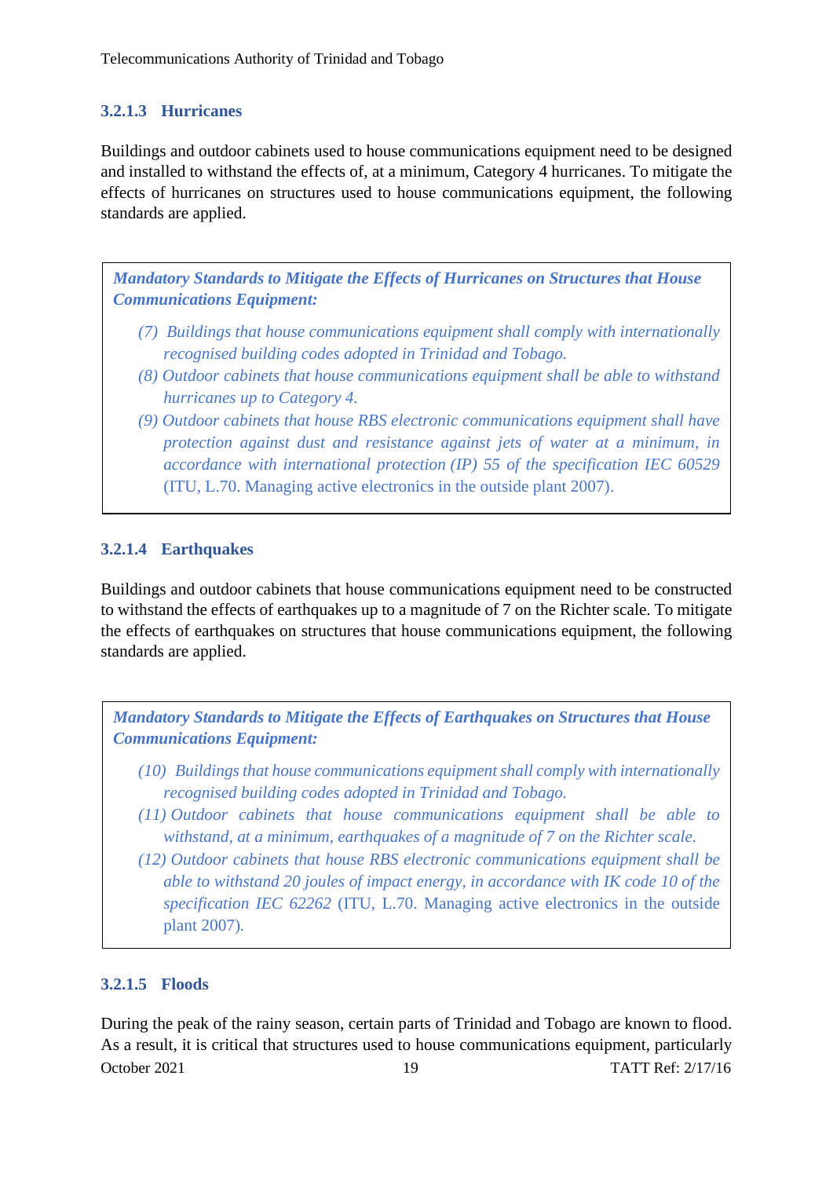#### 3.2.1.3 Hurricanes

Buildings and outdoor cabinets used to house communications equipment need to be designed and installed to withstand the effects of, at a minimum, Category 4 hurricanes. To mitigate the effects of hurricanes on structures used to house communications equipment, the following standards are applied.

> ***Mandatory Standards to Mitigate the Effects of Hurricanes on Structures that House Communications Equipment:***
>
> *(7) Buildings that house communications equipment shall comply with internationally recognised building codes adopted in Trinidad and Tobago.*
>
> *(8) Outdoor cabinets that house communications equipment shall be able to withstand hurricanes up to Category 4.*
>
> *(9) Outdoor cabinets that house RBS electronic communications equipment shall have protection against dust and resistance against jets of water at a minimum, in accordance with international protection (IP) 55 of the specification IEC 60529* (ITU, L.70. Managing active electronics in the outside plant 2007).

#### 3.2.1.4 Earthquakes

Buildings and outdoor cabinets that house communications equipment need to be constructed to withstand the effects of earthquakes up to a magnitude of 7 on the Richter scale. To mitigate the effects of earthquakes on structures that house communications equipment, the following standards are applied.

> ***Mandatory Standards to Mitigate the Effects of Earthquakes on Structures that House Communications Equipment:***
>
> *(10) Buildings that house communications equipment shall comply with internationally recognised building codes adopted in Trinidad and Tobago.*
>
> *(11) Outdoor cabinets that house communications equipment shall be able to withstand, at a minimum, earthquakes of a magnitude of 7 on the Richter scale.*
>
> *(12) Outdoor cabinets that house RBS electronic communications equipment shall be able to withstand 20 joules of impact energy, in accordance with IK code 10 of the specification IEC 62262* (ITU, L.70. Managing active electronics in the outside plant 2007).

#### 3.2.1.5 Floods

During the peak of the rainy season, certain parts of Trinidad and Tobago are known to flood. As a result, it is critical that structures used to house communications equipment, particularly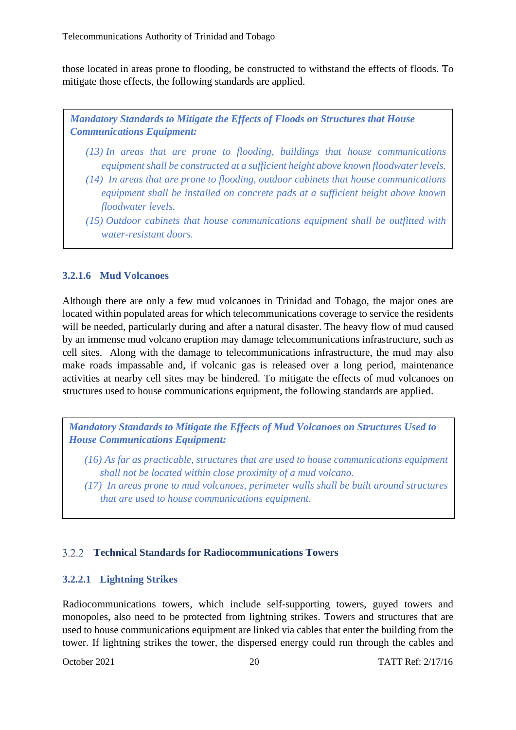those located in areas prone to flooding, be constructed to withstand the effects of floods. To mitigate those effects, the following standards are applied.

> ***Mandatory Standards to Mitigate the Effects of Floods on Structures that House Communications Equipment:***
>
> *(13) In areas that are prone to flooding, buildings that house communications equipment shall be constructed at a sufficient height above known floodwater levels.*
>
> *(14) In areas that are prone to flooding, outdoor cabinets that house communications equipment shall be installed on concrete pads at a sufficient height above known floodwater levels.*
>
> *(15) Outdoor cabinets that house communications equipment shall be outfitted with water-resistant doors.*

#### 3.2.1.6 Mud Volcanoes

Although there are only a few mud volcanoes in Trinidad and Tobago, the major ones are located within populated areas for which telecommunications coverage to service the residents will be needed, particularly during and after a natural disaster. The heavy flow of mud caused by an immense mud volcano eruption may damage telecommunications infrastructure, such as cell sites. Along with the damage to telecommunications infrastructure, the mud may also make roads impassable and, if volcanic gas is released over a long period, maintenance activities at nearby cell sites may be hindered. To mitigate the effects of mud volcanoes on structures used to house communications equipment, the following standards are applied.

> ***Mandatory Standards to Mitigate the Effects of Mud Volcanoes on Structures Used to House Communications Equipment:***
>
> *(16) As far as practicable, structures that are used to house communications equipment shall not be located within close proximity of a mud volcano.*
>
> *(17) In areas prone to mud volcanoes, perimeter walls shall be built around structures that are used to house communications equipment.*

### 3.2.2 Technical Standards for Radiocommunications Towers

#### 3.2.2.1 Lightning Strikes

Radiocommunications towers, which include self-supporting towers, guyed towers and monopoles, also need to be protected from lightning strikes. Towers and structures that are used to house communications equipment are linked via cables that enter the building from the tower. If lightning strikes the tower, the dispersed energy could run through the cables and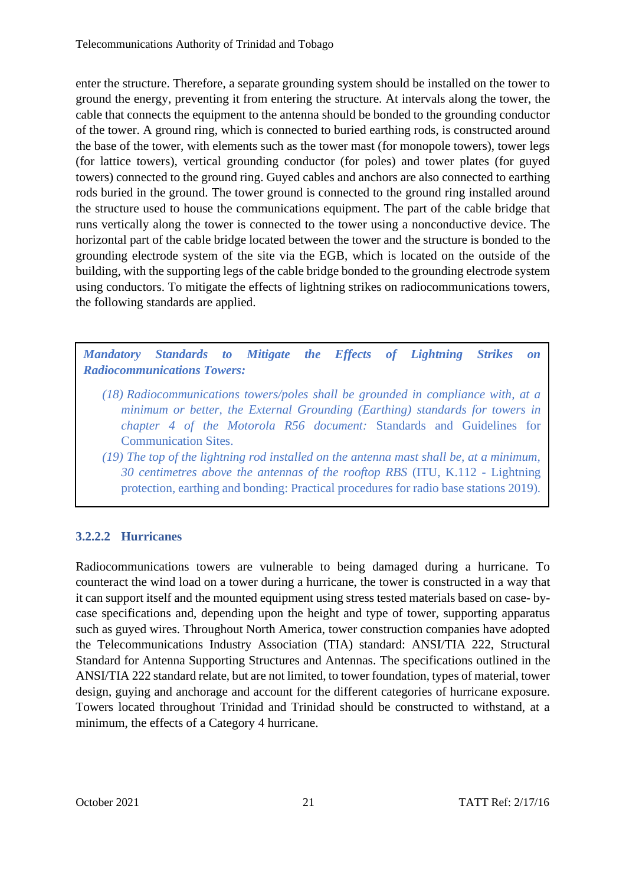enter the structure. Therefore, a separate grounding system should be installed on the tower to ground the energy, preventing it from entering the structure. At intervals along the tower, the cable that connects the equipment to the antenna should be bonded to the grounding conductor of the tower. A ground ring, which is connected to buried earthing rods, is constructed around the base of the tower, with elements such as the tower mast (for monopole towers), tower legs (for lattice towers), vertical grounding conductor (for poles) and tower plates (for guyed towers) connected to the ground ring. Guyed cables and anchors are also connected to earthing rods buried in the ground. The tower ground is connected to the ground ring installed around the structure used to house the communications equipment. The part of the cable bridge that runs vertically along the tower is connected to the tower using a nonconductive device. The horizontal part of the cable bridge located between the tower and the structure is bonded to the grounding electrode system of the site via the EGB, which is located on the outside of the building, with the supporting legs of the cable bridge bonded to the grounding electrode system using conductors. To mitigate the effects of lightning strikes on radiocommunications towers, the following standards are applied.

> ***Mandatory Standards to Mitigate the Effects of Lightning Strikes on Radiocommunications Towers:***
>
> *(18) Radiocommunications towers/poles shall be grounded in compliance with, at a minimum or better, the External Grounding (Earthing) standards for towers in chapter 4 of the Motorola R56 document:* Standards and Guidelines for Communication Sites.
>
> *(19) The top of the lightning rod installed on the antenna mast shall be, at a minimum, 30 centimetres above the antennas of the rooftop RBS* (ITU, K.112 - Lightning protection, earthing and bonding: Practical procedures for radio base stations 2019).

#### 3.2.2.2 Hurricanes

Radiocommunications towers are vulnerable to being damaged during a hurricane. To counteract the wind load on a tower during a hurricane, the tower is constructed in a way that it can support itself and the mounted equipment using stress tested materials based on case- by-case specifications and, depending upon the height and type of tower, supporting apparatus such as guyed wires. Throughout North America, tower construction companies have adopted the Telecommunications Industry Association (TIA) standard: ANSI/TIA 222, Structural Standard for Antenna Supporting Structures and Antennas. The specifications outlined in the ANSI/TIA 222 standard relate, but are not limited, to tower foundation, types of material, tower design, guying and anchorage and account for the different categories of hurricane exposure. Towers located throughout Trinidad and Trinidad should be constructed to withstand, at a minimum, the effects of a Category 4 hurricane.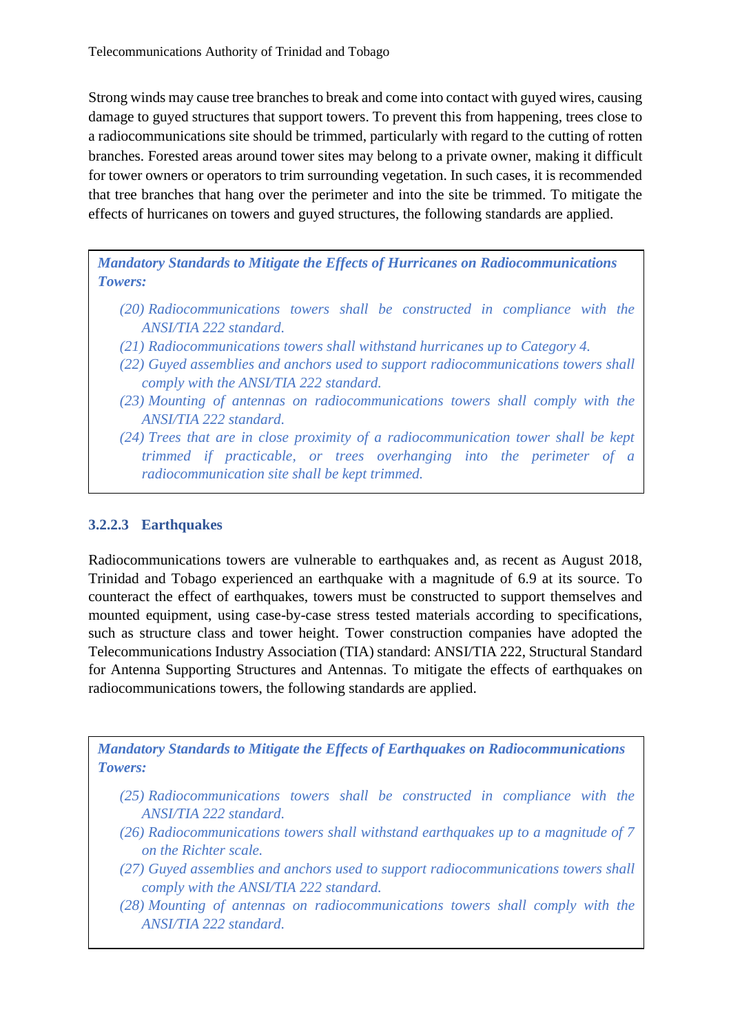Strong winds may cause tree branches to break and come into contact with guyed wires, causing damage to guyed structures that support towers. To prevent this from happening, trees close to a radiocommunications site should be trimmed, particularly with regard to the cutting of rotten branches. Forested areas around tower sites may belong to a private owner, making it difficult for tower owners or operators to trim surrounding vegetation. In such cases, it is recommended that tree branches that hang over the perimeter and into the site be trimmed. To mitigate the effects of hurricanes on towers and guyed structures, the following standards are applied.

> ***Mandatory Standards to Mitigate the Effects of Hurricanes on Radiocommunications Towers:***
>
> *(20) Radiocommunications towers shall be constructed in compliance with the ANSI/TIA 222 standard.*
>
> *(21) Radiocommunications towers shall withstand hurricanes up to Category 4.*
>
> *(22) Guyed assemblies and anchors used to support radiocommunications towers shall comply with the ANSI/TIA 222 standard.*
>
> *(23) Mounting of antennas on radiocommunications towers shall comply with the ANSI/TIA 222 standard.*
>
> *(24) Trees that are in close proximity of a radiocommunication tower shall be kept trimmed if practicable, or trees overhanging into the perimeter of a radiocommunication site shall be kept trimmed.*

#### 3.2.2.3 Earthquakes

Radiocommunications towers are vulnerable to earthquakes and, as recent as August 2018, Trinidad and Tobago experienced an earthquake with a magnitude of 6.9 at its source. To counteract the effect of earthquakes, towers must be constructed to support themselves and mounted equipment, using case-by-case stress tested materials according to specifications, such as structure class and tower height. Tower construction companies have adopted the Telecommunications Industry Association (TIA) standard: ANSI/TIA 222, Structural Standard for Antenna Supporting Structures and Antennas. To mitigate the effects of earthquakes on radiocommunications towers, the following standards are applied.

> ***Mandatory Standards to Mitigate the Effects of Earthquakes on Radiocommunications Towers:***
>
> *(25) Radiocommunications towers shall be constructed in compliance with the ANSI/TIA 222 standard.*
>
> *(26) Radiocommunications towers shall withstand earthquakes up to a magnitude of 7 on the Richter scale.*
>
> *(27) Guyed assemblies and anchors used to support radiocommunications towers shall comply with the ANSI/TIA 222 standard.*
>
> *(28) Mounting of antennas on radiocommunications towers shall comply with the ANSI/TIA 222 standard.*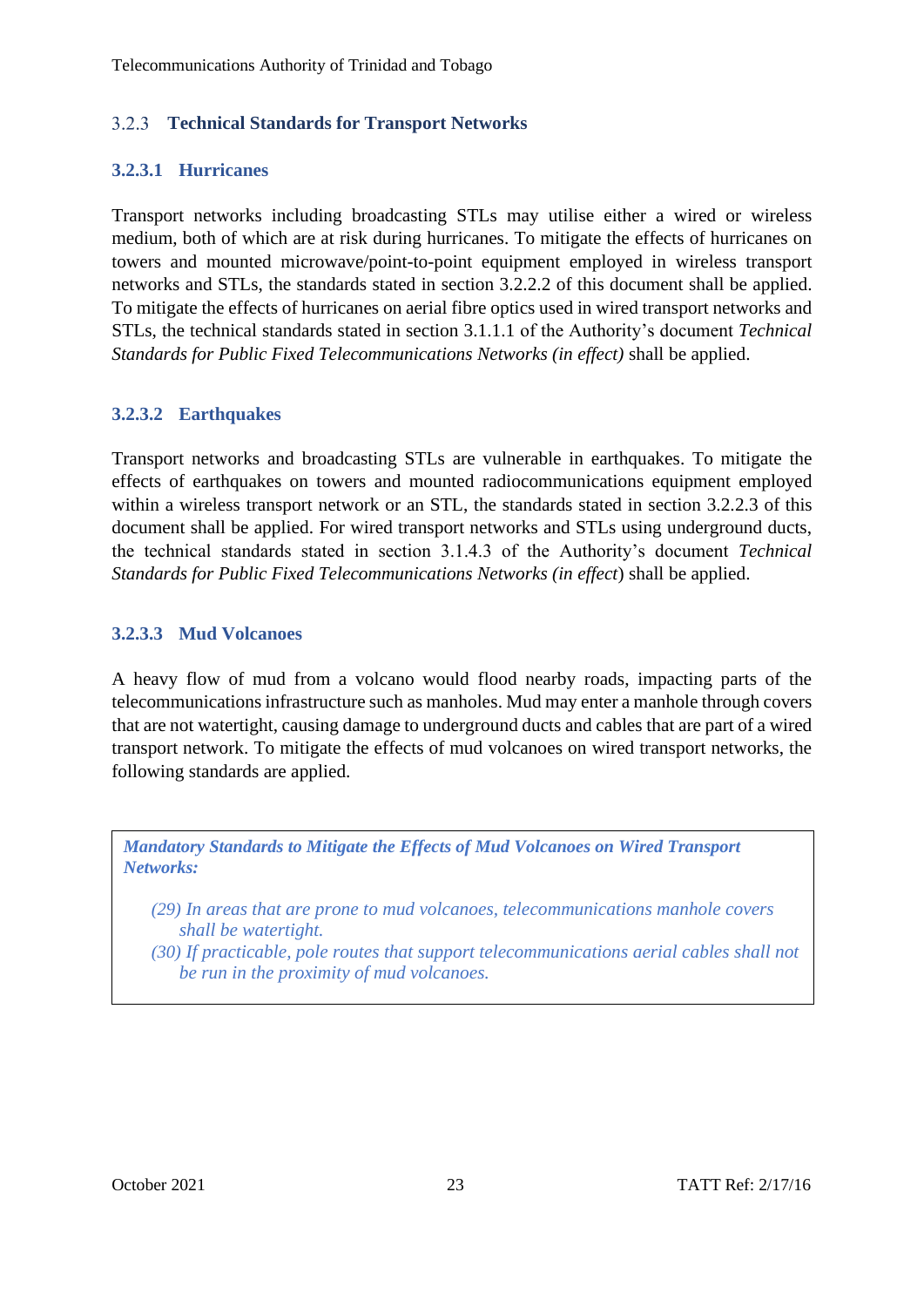### 3.2.3 Technical Standards for Transport Networks

#### 3.2.3.1 Hurricanes

Transport networks including broadcasting STLs may utilise either a wired or wireless medium, both of which are at risk during hurricanes. To mitigate the effects of hurricanes on towers and mounted microwave/point-to-point equipment employed in wireless transport networks and STLs, the standards stated in section 3.2.2.2 of this document shall be applied. To mitigate the effects of hurricanes on aerial fibre optics used in wired transport networks and STLs, the technical standards stated in section 3.1.1.1 of the Authority's document *Technical Standards for Public Fixed Telecommunications Networks (in effect)* shall be applied.

#### 3.2.3.2 Earthquakes

Transport networks and broadcasting STLs are vulnerable in earthquakes. To mitigate the effects of earthquakes on towers and mounted radiocommunications equipment employed within a wireless transport network or an STL, the standards stated in section 3.2.2.3 of this document shall be applied. For wired transport networks and STLs using underground ducts, the technical standards stated in section 3.1.4.3 of the Authority's document *Technical Standards for Public Fixed Telecommunications Networks (in effect)* shall be applied.

#### 3.2.3.3 Mud Volcanoes

A heavy flow of mud from a volcano would flood nearby roads, impacting parts of the telecommunications infrastructure such as manholes. Mud may enter a manhole through covers that are not watertight, causing damage to underground ducts and cables that are part of a wired transport network. To mitigate the effects of mud volcanoes on wired transport networks, the following standards are applied.

***Mandatory Standards to Mitigate the Effects of Mud Volcanoes on Wired Transport Networks:***

*(29) In areas that are prone to mud volcanoes, telecommunications manhole covers shall be watertight.*

*(30) If practicable, pole routes that support telecommunications aerial cables shall not be run in the proximity of mud volcanoes.*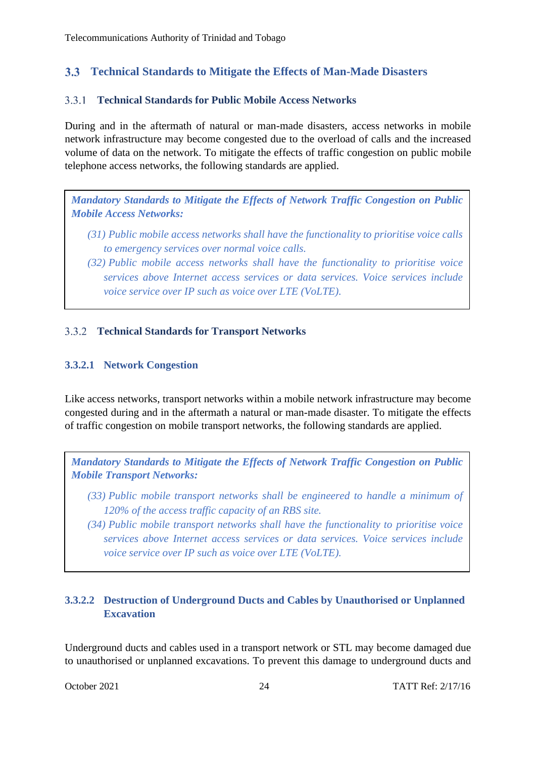## 3.3 Technical Standards to Mitigate the Effects of Man-Made Disasters

### 3.3.1 Technical Standards for Public Mobile Access Networks

During and in the aftermath of natural or man-made disasters, access networks in mobile network infrastructure may become congested due to the overload of calls and the increased volume of data on the network. To mitigate the effects of traffic congestion on public mobile telephone access networks, the following standards are applied.

> ***Mandatory Standards to Mitigate the Effects of Network Traffic Congestion on Public Mobile Access Networks:***
>
> *(31) Public mobile access networks shall have the functionality to prioritise voice calls to emergency services over normal voice calls.*
>
> *(32) Public mobile access networks shall have the functionality to prioritise voice services above Internet access services or data services. Voice services include voice service over IP such as voice over LTE (VoLTE).*

### 3.3.2 Technical Standards for Transport Networks

#### 3.3.2.1 Network Congestion

Like access networks, transport networks within a mobile network infrastructure may become congested during and in the aftermath a natural or man-made disaster. To mitigate the effects of traffic congestion on mobile transport networks, the following standards are applied.

> ***Mandatory Standards to Mitigate the Effects of Network Traffic Congestion on Public Mobile Transport Networks:***
>
> *(33) Public mobile transport networks shall be engineered to handle a minimum of 120% of the access traffic capacity of an RBS site.*
>
> *(34) Public mobile transport networks shall have the functionality to prioritise voice services above Internet access services or data services. Voice services include voice service over IP such as voice over LTE (VoLTE).*

#### 3.3.2.2 Destruction of Underground Ducts and Cables by Unauthorised or Unplanned Excavation

Underground ducts and cables used in a transport network or STL may become damaged due to unauthorised or unplanned excavations. To prevent this damage to underground ducts and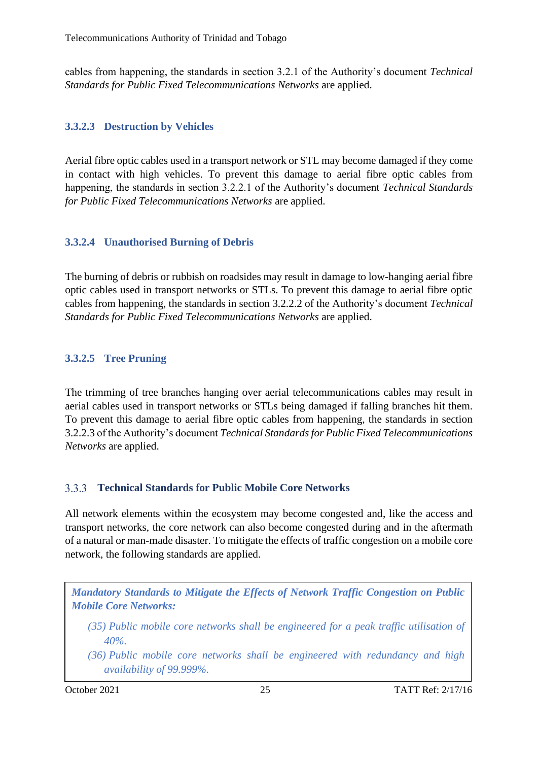cables from happening, the standards in section 3.2.1 of the Authority's document *Technical Standards for Public Fixed Telecommunications Networks* are applied.

#### 3.3.2.3 Destruction by Vehicles

Aerial fibre optic cables used in a transport network or STL may become damaged if they come in contact with high vehicles. To prevent this damage to aerial fibre optic cables from happening, the standards in section 3.2.2.1 of the Authority's document *Technical Standards for Public Fixed Telecommunications Networks* are applied.

#### 3.3.2.4 Unauthorised Burning of Debris

The burning of debris or rubbish on roadsides may result in damage to low-hanging aerial fibre optic cables used in transport networks or STLs. To prevent this damage to aerial fibre optic cables from happening, the standards in section 3.2.2.2 of the Authority's document *Technical Standards for Public Fixed Telecommunications Networks* are applied.

#### 3.3.2.5 Tree Pruning

The trimming of tree branches hanging over aerial telecommunications cables may result in aerial cables used in transport networks or STLs being damaged if falling branches hit them. To prevent this damage to aerial fibre optic cables from happening, the standards in section 3.2.2.3 of the Authority's document *Technical Standards for Public Fixed Telecommunications Networks* are applied.

### 3.3.3 Technical Standards for Public Mobile Core Networks

All network elements within the ecosystem may become congested and, like the access and transport networks, the core network can also become congested during and in the aftermath of a natural or man-made disaster. To mitigate the effects of traffic congestion on a mobile core network, the following standards are applied.

> ***Mandatory Standards to Mitigate the Effects of Network Traffic Congestion on Public Mobile Core Networks:***
>
> *(35) Public mobile core networks shall be engineered for a peak traffic utilisation of 40%.*
>
> *(36) Public mobile core networks shall be engineered with redundancy and high availability of 99.999%.*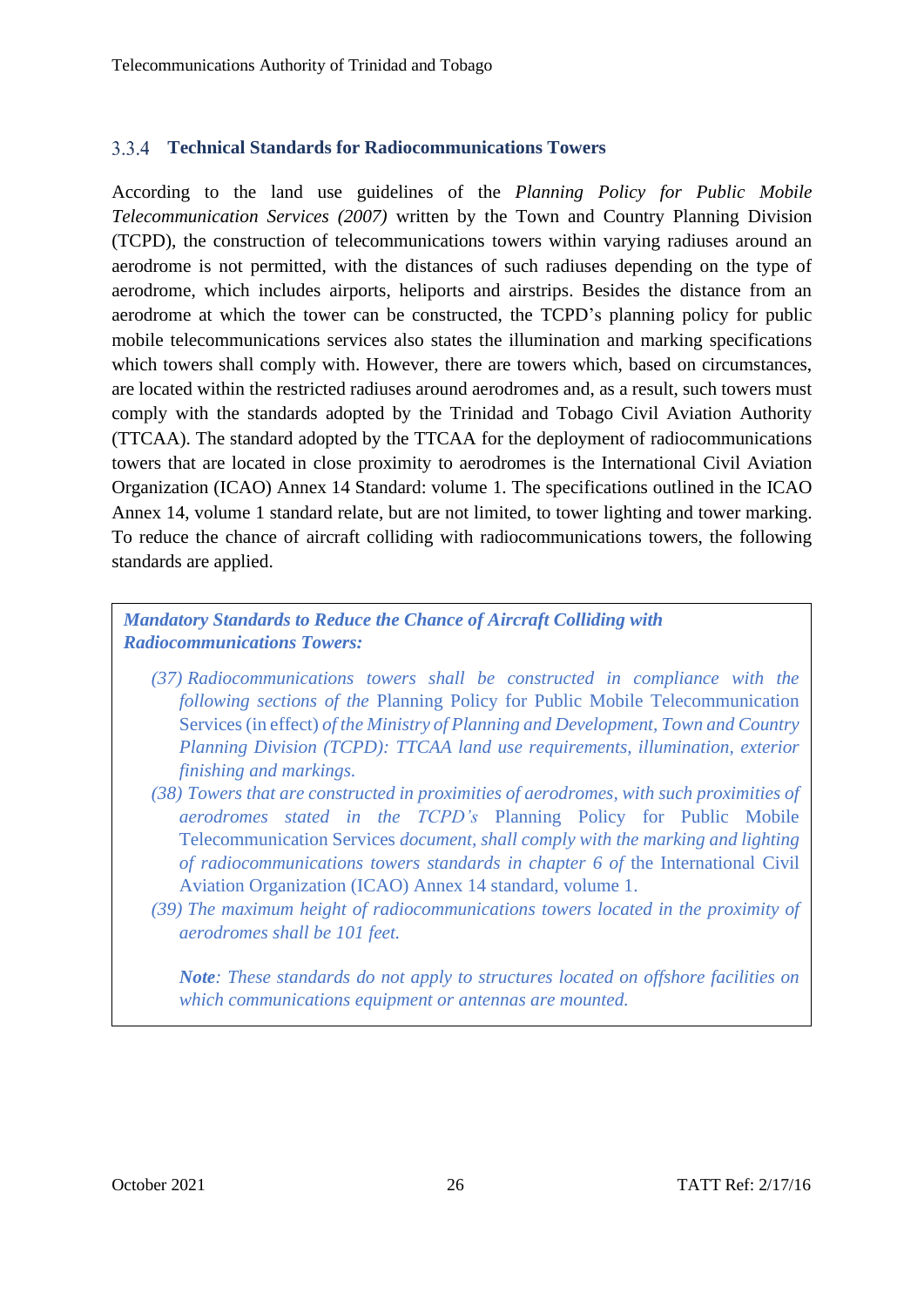### 3.3.4 Technical Standards for Radiocommunications Towers

According to the land use guidelines of the *Planning Policy for Public Mobile Telecommunication Services (2007)* written by the Town and Country Planning Division (TCPD), the construction of telecommunications towers within varying radiuses around an aerodrome is not permitted, with the distances of such radiuses depending on the type of aerodrome, which includes airports, heliports and airstrips. Besides the distance from an aerodrome at which the tower can be constructed, the TCPD's planning policy for public mobile telecommunications services also states the illumination and marking specifications which towers shall comply with. However, there are towers which, based on circumstances, are located within the restricted radiuses around aerodromes and, as a result, such towers must comply with the standards adopted by the Trinidad and Tobago Civil Aviation Authority (TTCAA). The standard adopted by the TTCAA for the deployment of radiocommunications towers that are located in close proximity to aerodromes is the International Civil Aviation Organization (ICAO) Annex 14 Standard: volume 1. The specifications outlined in the ICAO Annex 14, volume 1 standard relate, but are not limited, to tower lighting and tower marking. To reduce the chance of aircraft colliding with radiocommunications towers, the following standards are applied.

> ***Mandatory Standards to Reduce the Chance of Aircraft Colliding with Radiocommunications Towers:***
>
> *(37) Radiocommunications towers shall be constructed in compliance with the following sections of the* Planning Policy for Public Mobile Telecommunication Services (in effect) *of the Ministry of Planning and Development, Town and Country Planning Division (TCPD): TTCAA land use requirements, illumination, exterior finishing and markings.*
>
> *(38) Towers that are constructed in proximities of aerodromes, with such proximities of aerodromes stated in the TCPD's* Planning Policy for Public Mobile Telecommunication Services *document, shall comply with the marking and lighting of radiocommunications towers standards in chapter 6 of* the International Civil Aviation Organization (ICAO) Annex 14 standard, volume 1.
>
> *(39) The maximum height of radiocommunications towers located in the proximity of aerodromes shall be 101 feet.*
>
> ***Note****: These standards do not apply to structures located on offshore facilities on which communications equipment or antennas are mounted.*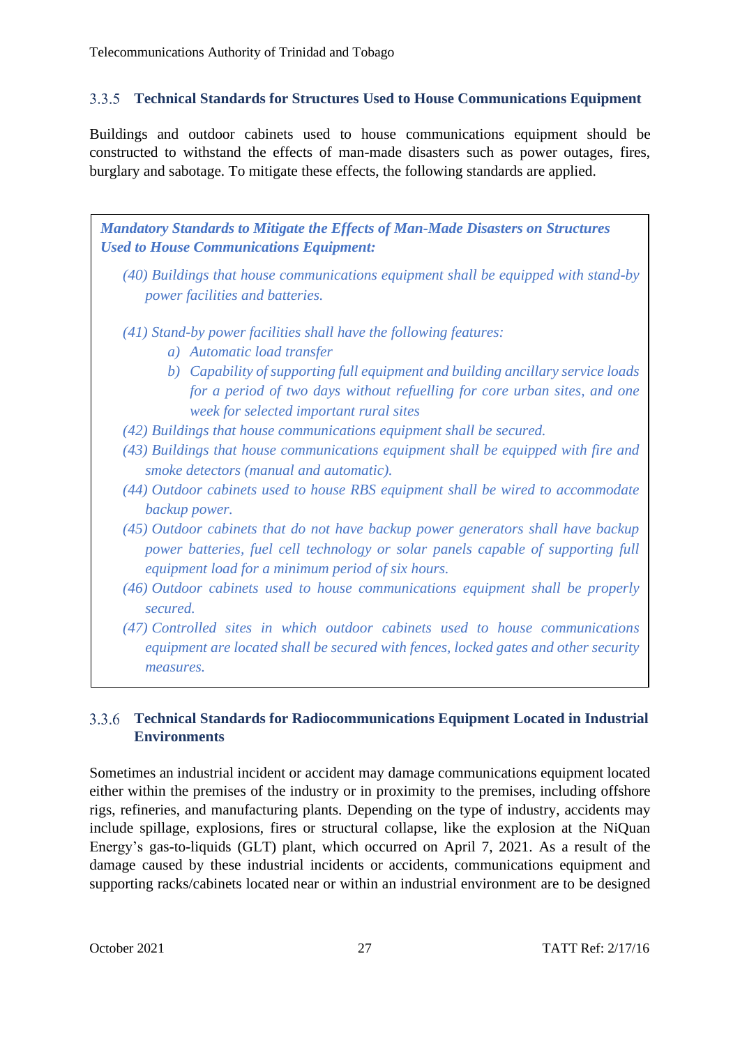### 3.3.5 Technical Standards for Structures Used to House Communications Equipment

Buildings and outdoor cabinets used to house communications equipment should be constructed to withstand the effects of man-made disasters such as power outages, fires, burglary and sabotage. To mitigate these effects, the following standards are applied.

> ***Mandatory Standards to Mitigate the Effects of Man-Made Disasters on Structures Used to House Communications Equipment:***
>
> *(40) Buildings that house communications equipment shall be equipped with stand-by power facilities and batteries.*
>
> *(41) Stand-by power facilities shall have the following features:*
> - *a) Automatic load transfer*
> - *b) Capability of supporting full equipment and building ancillary service loads for a period of two days without refuelling for core urban sites, and one week for selected important rural sites*
>
> *(42) Buildings that house communications equipment shall be secured.*
>
> *(43) Buildings that house communications equipment shall be equipped with fire and smoke detectors (manual and automatic).*
>
> *(44) Outdoor cabinets used to house RBS equipment shall be wired to accommodate backup power.*
>
> *(45) Outdoor cabinets that do not have backup power generators shall have backup power batteries, fuel cell technology or solar panels capable of supporting full equipment load for a minimum period of six hours.*
>
> *(46) Outdoor cabinets used to house communications equipment shall be properly secured.*
>
> *(47) Controlled sites in which outdoor cabinets used to house communications equipment are located shall be secured with fences, locked gates and other security measures.*

### 3.3.6 Technical Standards for Radiocommunications Equipment Located in Industrial Environments

Sometimes an industrial incident or accident may damage communications equipment located either within the premises of the industry or in proximity to the premises, including offshore rigs, refineries, and manufacturing plants. Depending on the type of industry, accidents may include spillage, explosions, fires or structural collapse, like the explosion at the NiQuan Energy's gas-to-liquids (GLT) plant, which occurred on April 7, 2021. As a result of the damage caused by these industrial incidents or accidents, communications equipment and supporting racks/cabinets located near or within an industrial environment are to be designed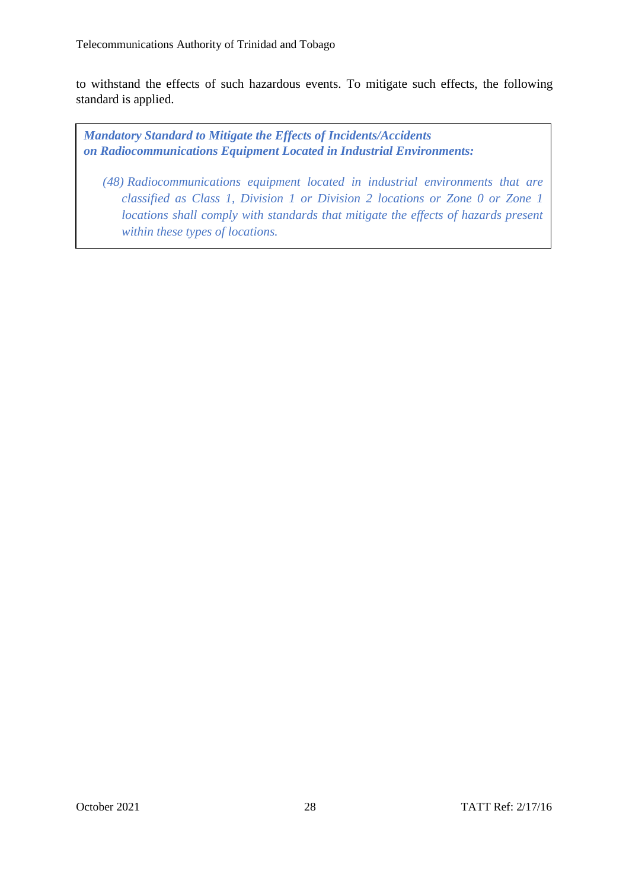to withstand the effects of such hazardous events. To mitigate such effects, the following standard is applied.

> ***Mandatory Standard to Mitigate the Effects of Incidents/Accidents on Radiocommunications Equipment Located in Industrial Environments:***
>
> *(48) Radiocommunications equipment located in industrial environments that are classified as Class 1, Division 1 or Division 2 locations or Zone 0 or Zone 1 locations shall comply with standards that mitigate the effects of hazards present within these types of locations.*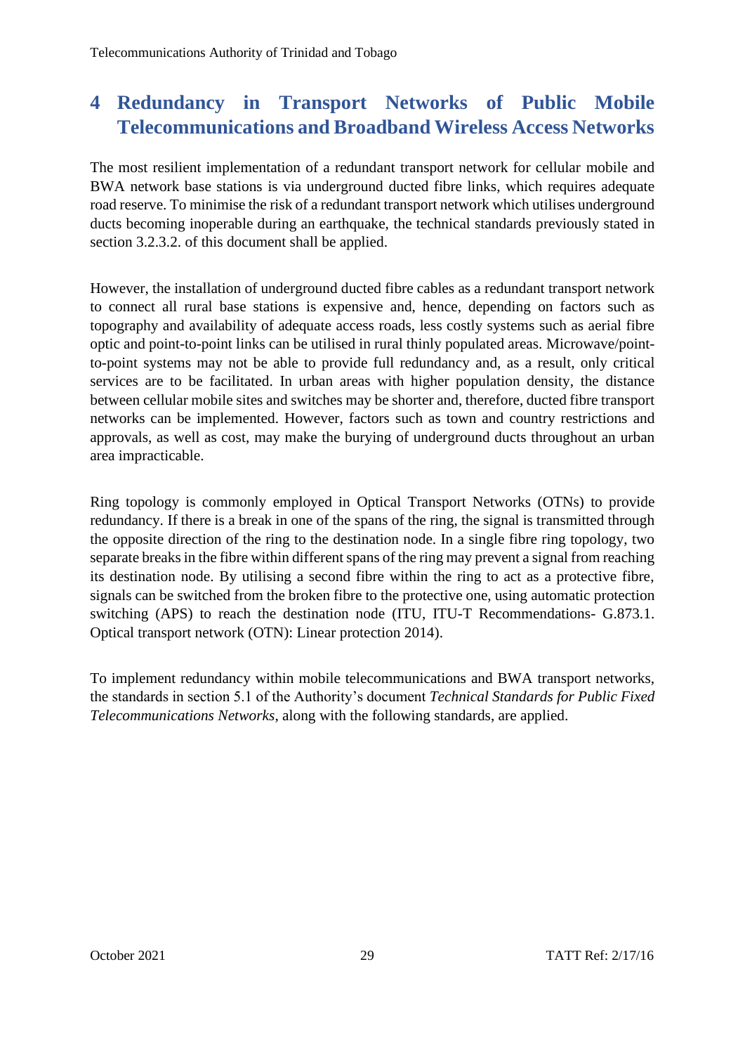# 4 Redundancy in Transport Networks of Public Mobile Telecommunications and Broadband Wireless Access Networks

The most resilient implementation of a redundant transport network for cellular mobile and BWA network base stations is via underground ducted fibre links, which requires adequate road reserve. To minimise the risk of a redundant transport network which utilises underground ducts becoming inoperable during an earthquake, the technical standards previously stated in section 3.2.3.2. of this document shall be applied.

However, the installation of underground ducted fibre cables as a redundant transport network to connect all rural base stations is expensive and, hence, depending on factors such as topography and availability of adequate access roads, less costly systems such as aerial fibre optic and point-to-point links can be utilised in rural thinly populated areas. Microwave/point-to-point systems may not be able to provide full redundancy and, as a result, only critical services are to be facilitated. In urban areas with higher population density, the distance between cellular mobile sites and switches may be shorter and, therefore, ducted fibre transport networks can be implemented. However, factors such as town and country restrictions and approvals, as well as cost, may make the burying of underground ducts throughout an urban area impracticable.

Ring topology is commonly employed in Optical Transport Networks (OTNs) to provide redundancy. If there is a break in one of the spans of the ring, the signal is transmitted through the opposite direction of the ring to the destination node. In a single fibre ring topology, two separate breaks in the fibre within different spans of the ring may prevent a signal from reaching its destination node. By utilising a second fibre within the ring to act as a protective fibre, signals can be switched from the broken fibre to the protective one, using automatic protection switching (APS) to reach the destination node (ITU, ITU-T Recommendations- G.873.1. Optical transport network (OTN): Linear protection 2014).

To implement redundancy within mobile telecommunications and BWA transport networks, the standards in section 5.1 of the Authority's document *Technical Standards for Public Fixed Telecommunications Networks*, along with the following standards, are applied.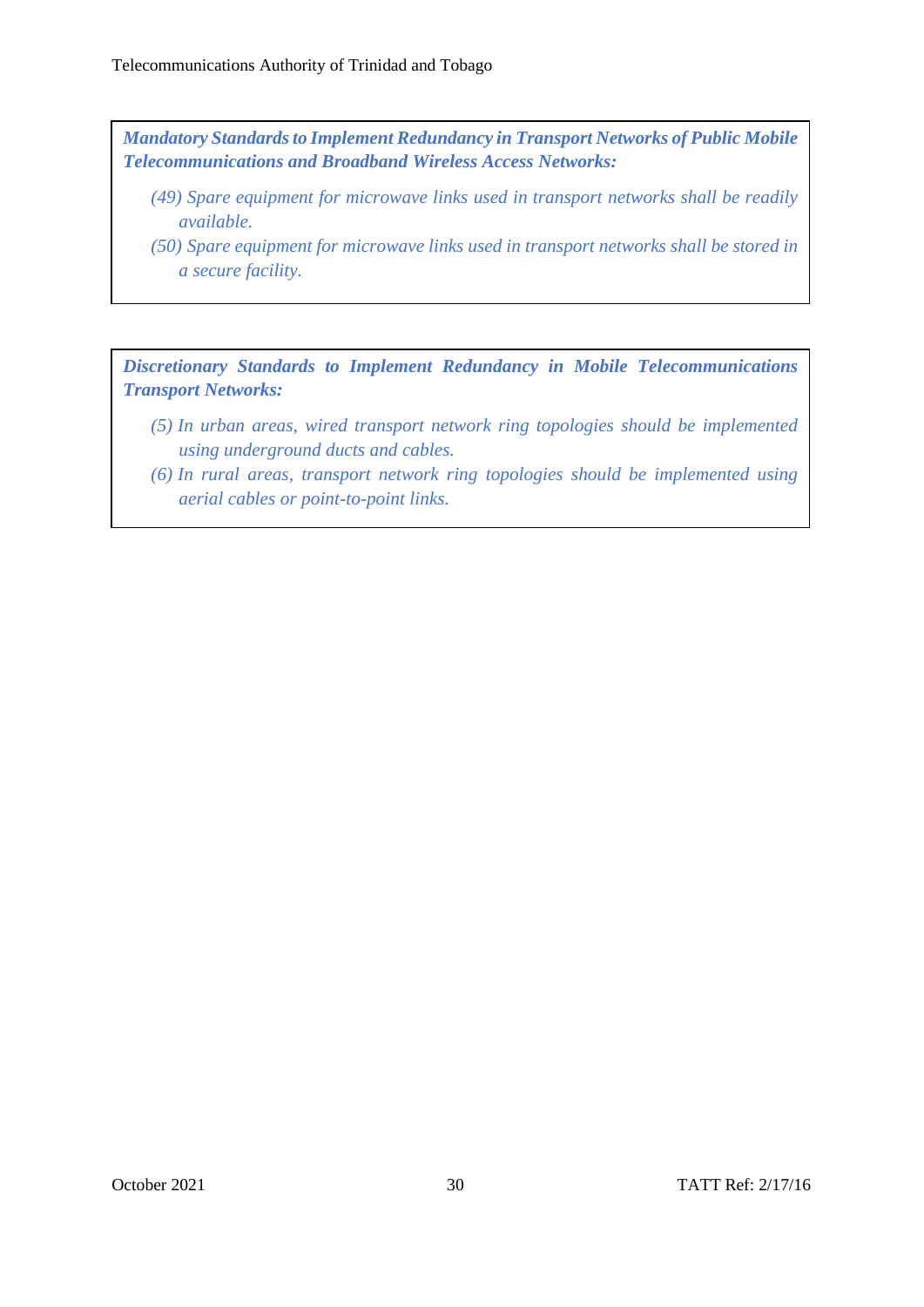***Mandatory Standards to Implement Redundancy in Transport Networks of Public Mobile Telecommunications and Broadband Wireless Access Networks:***

*(49) Spare equipment for microwave links used in transport networks shall be readily available.*

*(50) Spare equipment for microwave links used in transport networks shall be stored in a secure facility.*

***Discretionary Standards to Implement Redundancy in Mobile Telecommunications Transport Networks:***

*(5) In urban areas, wired transport network ring topologies should be implemented using underground ducts and cables.*

*(6) In rural areas, transport network ring topologies should be implemented using aerial cables or point-to-point links.*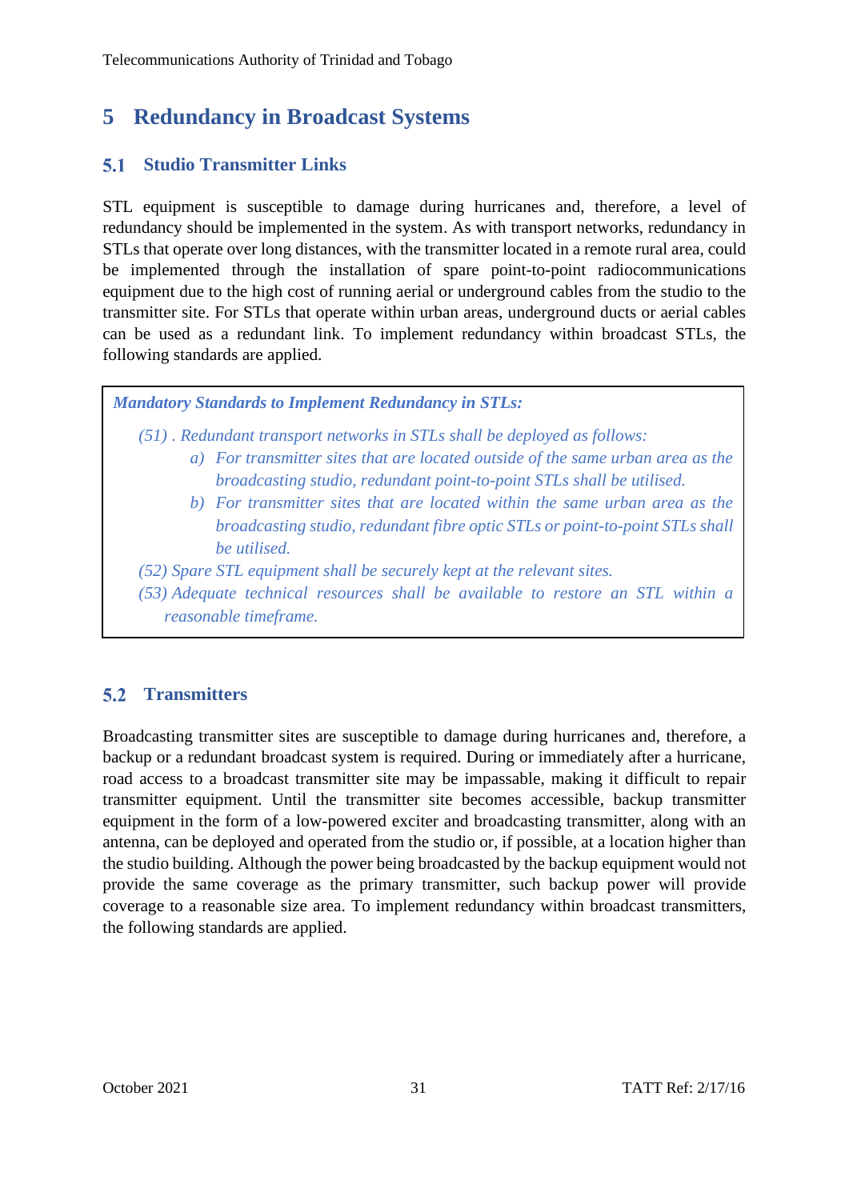# 5 Redundancy in Broadcast Systems

## 5.1 Studio Transmitter Links

STL equipment is susceptible to damage during hurricanes and, therefore, a level of redundancy should be implemented in the system. As with transport networks, redundancy in STLs that operate over long distances, with the transmitter located in a remote rural area, could be implemented through the installation of spare point-to-point radiocommunications equipment due to the high cost of running aerial or underground cables from the studio to the transmitter site. For STLs that operate within urban areas, underground ducts or aerial cables can be used as a redundant link. To implement redundancy within broadcast STLs, the following standards are applied.

***Mandatory Standards to Implement Redundancy in STLs:***

*(51) . Redundant transport networks in STLs shall be deployed as follows:*

*a) For transmitter sites that are located outside of the same urban area as the broadcasting studio, redundant point-to-point STLs shall be utilised.*

*b) For transmitter sites that are located within the same urban area as the broadcasting studio, redundant fibre optic STLs or point-to-point STLs shall be utilised.*

*(52) Spare STL equipment shall be securely kept at the relevant sites.*

*(53) Adequate technical resources shall be available to restore an STL within a reasonable timeframe.*

## 5.2 Transmitters

Broadcasting transmitter sites are susceptible to damage during hurricanes and, therefore, a backup or a redundant broadcast system is required. During or immediately after a hurricane, road access to a broadcast transmitter site may be impassable, making it difficult to repair transmitter equipment. Until the transmitter site becomes accessible, backup transmitter equipment in the form of a low-powered exciter and broadcasting transmitter, along with an antenna, can be deployed and operated from the studio or, if possible, at a location higher than the studio building. Although the power being broadcasted by the backup equipment would not provide the same coverage as the primary transmitter, such backup power will provide coverage to a reasonable size area. To implement redundancy within broadcast transmitters, the following standards are applied.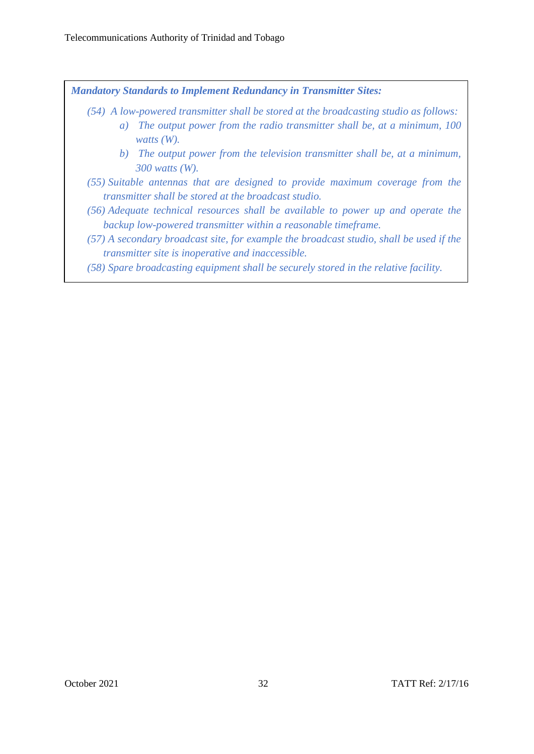***Mandatory Standards to Implement Redundancy in Transmitter Sites:***

*(54) A low-powered transmitter shall be stored at the broadcasting studio as follows:*

*a) The output power from the radio transmitter shall be, at a minimum, 100 watts (W).*

*b) The output power from the television transmitter shall be, at a minimum, 300 watts (W).*

*(55) Suitable antennas that are designed to provide maximum coverage from the transmitter shall be stored at the broadcast studio.*

*(56) Adequate technical resources shall be available to power up and operate the backup low-powered transmitter within a reasonable timeframe.*

*(57) A secondary broadcast site, for example the broadcast studio, shall be used if the transmitter site is inoperative and inaccessible.*

*(58) Spare broadcasting equipment shall be securely stored in the relative facility.*